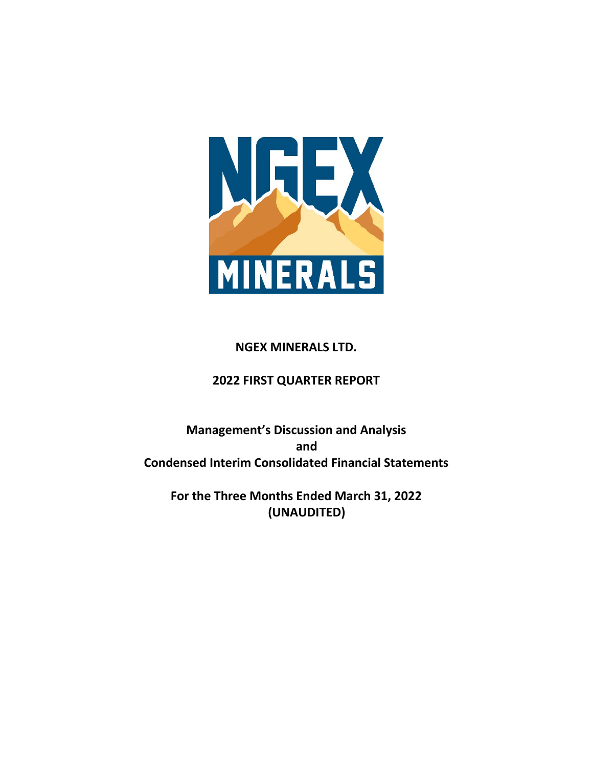# NGEX MINERALS LTD.

## 2022 FIRST QUARTER REPORT

**Management's Discussion and Analysis**
**and**
**Condensed Interim Consolidated Financial Statements**

**For the Three Months Ended March 31, 2022**
**(UNAUDITED)**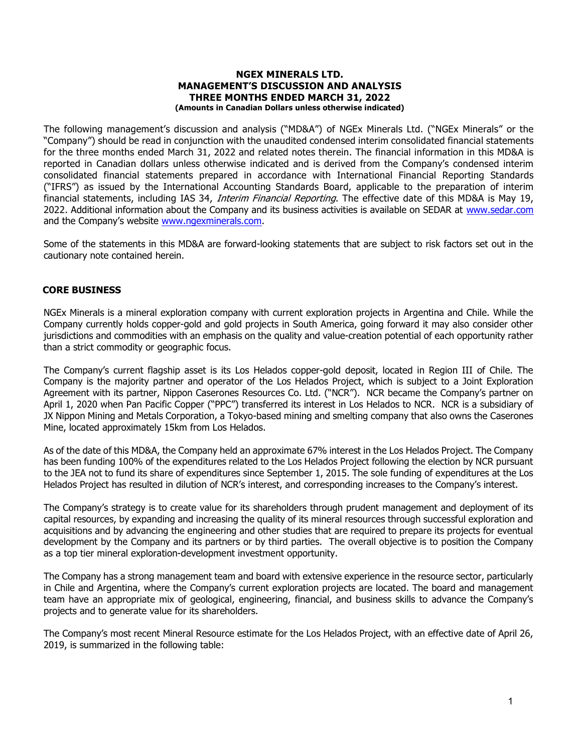**NGEX MINERALS LTD.**
**MANAGEMENT'S DISCUSSION AND ANALYSIS**
**THREE MONTHS ENDED MARCH 31, 2022**
**(Amounts in Canadian Dollars unless otherwise indicated)**

The following management's discussion and analysis ("MD&A") of NGEx Minerals Ltd. ("NGEx Minerals" or the "Company") should be read in conjunction with the unaudited condensed interim consolidated financial statements for the three months ended March 31, 2022 and related notes therein. The financial information in this MD&A is reported in Canadian dollars unless otherwise indicated and is derived from the Company's condensed interim consolidated financial statements prepared in accordance with International Financial Reporting Standards ("IFRS") as issued by the International Accounting Standards Board, applicable to the preparation of interim financial statements, including IAS 34, *Interim Financial Reporting*. The effective date of this MD&A is May 19, 2022. Additional information about the Company and its business activities is available on SEDAR at www.sedar.com and the Company's website www.ngexminerals.com.

Some of the statements in this MD&A are forward-looking statements that are subject to risk factors set out in the cautionary note contained herein.

## CORE BUSINESS

NGEx Minerals is a mineral exploration company with current exploration projects in Argentina and Chile. While the Company currently holds copper-gold and gold projects in South America, going forward it may also consider other jurisdictions and commodities with an emphasis on the quality and value-creation potential of each opportunity rather than a strict commodity or geographic focus.

The Company's current flagship asset is its Los Helados copper-gold deposit, located in Region III of Chile. The Company is the majority partner and operator of the Los Helados Project, which is subject to a Joint Exploration Agreement with its partner, Nippon Caserones Resources Co. Ltd. ("NCR"). NCR became the Company's partner on April 1, 2020 when Pan Pacific Copper ("PPC") transferred its interest in Los Helados to NCR. NCR is a subsidiary of JX Nippon Mining and Metals Corporation, a Tokyo-based mining and smelting company that also owns the Caserones Mine, located approximately 15km from Los Helados.

As of the date of this MD&A, the Company held an approximate 67% interest in the Los Helados Project. The Company has been funding 100% of the expenditures related to the Los Helados Project following the election by NCR pursuant to the JEA not to fund its share of expenditures since September 1, 2015. The sole funding of expenditures at the Los Helados Project has resulted in dilution of NCR's interest, and corresponding increases to the Company's interest.

The Company's strategy is to create value for its shareholders through prudent management and deployment of its capital resources, by expanding and increasing the quality of its mineral resources through successful exploration and acquisitions and by advancing the engineering and other studies that are required to prepare its projects for eventual development by the Company and its partners or by third parties. The overall objective is to position the Company as a top tier mineral exploration-development investment opportunity.

The Company has a strong management team and board with extensive experience in the resource sector, particularly in Chile and Argentina, where the Company's current exploration projects are located. The board and management team have an appropriate mix of geological, engineering, financial, and business skills to advance the Company's projects and to generate value for its shareholders.

The Company's most recent Mineral Resource estimate for the Los Helados Project, with an effective date of April 26, 2019, is summarized in the following table: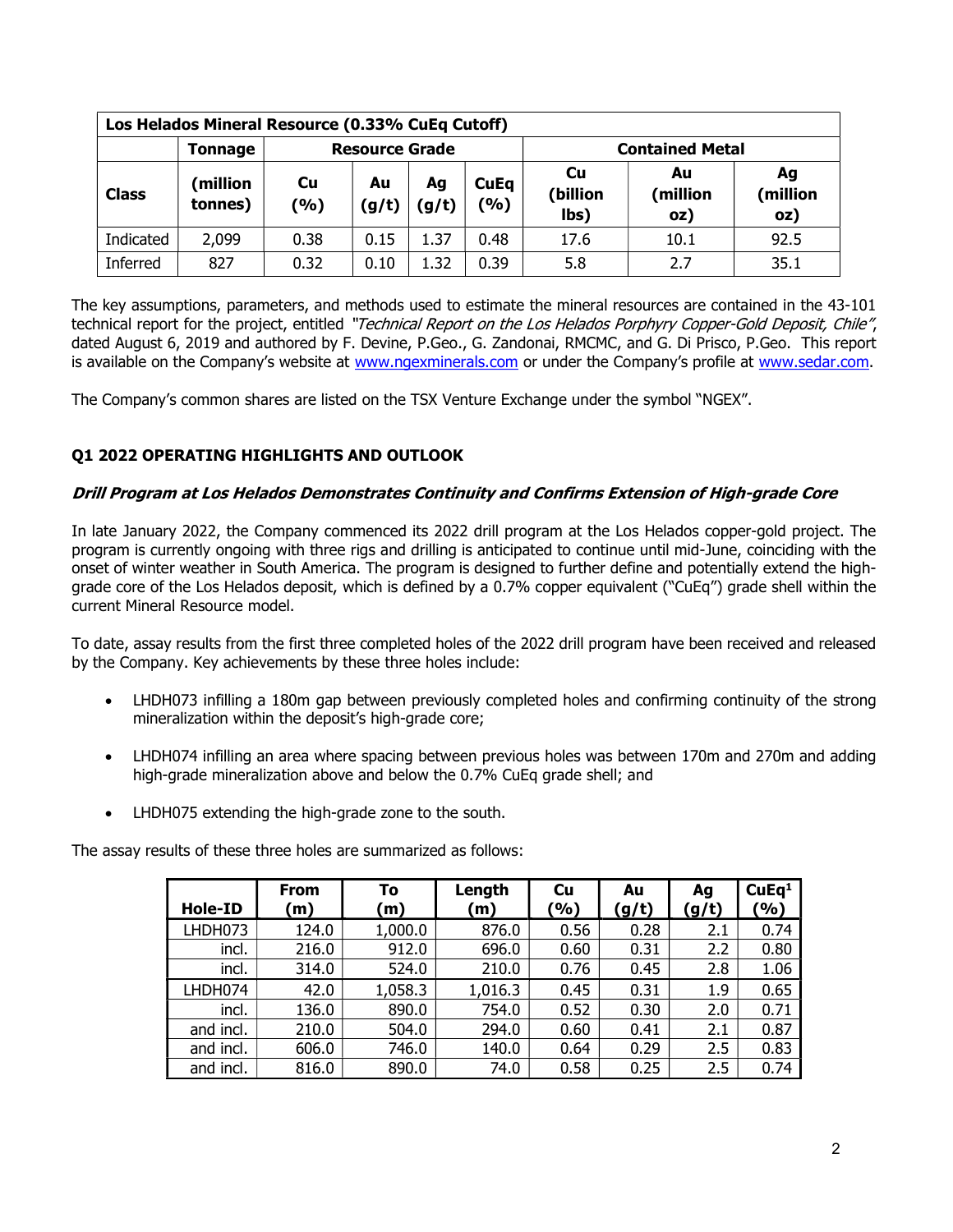| Los Helados Mineral Resource (0.33% CuEq Cutoff) | | | | | | | | |
|---|---|---|---|---|---|---|---|---|
| | **Tonnage** | **Resource Grade** | | | | **Contained Metal** | | |
| **Class** | **(million tonnes)** | **Cu (%)** | **Au (g/t)** | **Ag (g/t)** | **CuEq (%)** | **Cu (billion lbs)** | **Au (million oz)** | **Ag (million oz)** |
| Indicated | 2,099 | 0.38 | 0.15 | 1.37 | 0.48 | 17.6 | 10.1 | 92.5 |
| Inferred | 827 | 0.32 | 0.10 | 1.32 | 0.39 | 5.8 | 2.7 | 35.1 |

The key assumptions, parameters, and methods used to estimate the mineral resources are contained in the 43-101 technical report for the project, entitled *"Technical Report on the Los Helados Porphyry Copper-Gold Deposit, Chile"*, dated August 6, 2019 and authored by F. Devine, P.Geo., G. Zandonai, RMCMC, and G. Di Prisco, P.Geo. This report is available on the Company's website at www.ngexminerals.com or under the Company's profile at www.sedar.com.

The Company's common shares are listed on the TSX Venture Exchange under the symbol "NGEX".

## Q1 2022 OPERATING HIGHLIGHTS AND OUTLOOK

### *Drill Program at Los Helados Demonstrates Continuity and Confirms Extension of High-grade Core*

In late January 2022, the Company commenced its 2022 drill program at the Los Helados copper-gold project. The program is currently ongoing with three rigs and drilling is anticipated to continue until mid-June, coinciding with the onset of winter weather in South America. The program is designed to further define and potentially extend the high-grade core of the Los Helados deposit, which is defined by a 0.7% copper equivalent ("CuEq") grade shell within the current Mineral Resource model.

To date, assay results from the first three completed holes of the 2022 drill program have been received and released by the Company. Key achievements by these three holes include:

- LHDH073 infilling a 180m gap between previously completed holes and confirming continuity of the strong mineralization within the deposit's high-grade core;
- LHDH074 infilling an area where spacing between previous holes was between 170m and 270m and adding high-grade mineralization above and below the 0.7% CuEq grade shell; and
- LHDH075 extending the high-grade zone to the south.

The assay results of these three holes are summarized as follows:

| Hole-ID | From (m) | To (m) | Length (m) | Cu (%) | Au (g/t) | Ag (g/t) | CuEq[1] (%) |
|---|---|---|---|---|---|---|---|
| LHDH073 | 124.0 | 1,000.0 | 876.0 | 0.56 | 0.28 | 2.1 | 0.74 |
| incl. | 216.0 | 912.0 | 696.0 | 0.60 | 0.31 | 2.2 | 0.80 |
| incl. | 314.0 | 524.0 | 210.0 | 0.76 | 0.45 | 2.8 | 1.06 |
| LHDH074 | 42.0 | 1,058.3 | 1,016.3 | 0.45 | 0.31 | 1.9 | 0.65 |
| incl. | 136.0 | 890.0 | 754.0 | 0.52 | 0.30 | 2.0 | 0.71 |
| and incl. | 210.0 | 504.0 | 294.0 | 0.60 | 0.41 | 2.1 | 0.87 |
| and incl. | 606.0 | 746.0 | 140.0 | 0.64 | 0.29 | 2.5 | 0.83 |
| and incl. | 816.0 | 890.0 | 74.0 | 0.58 | 0.25 | 2.5 | 0.74 |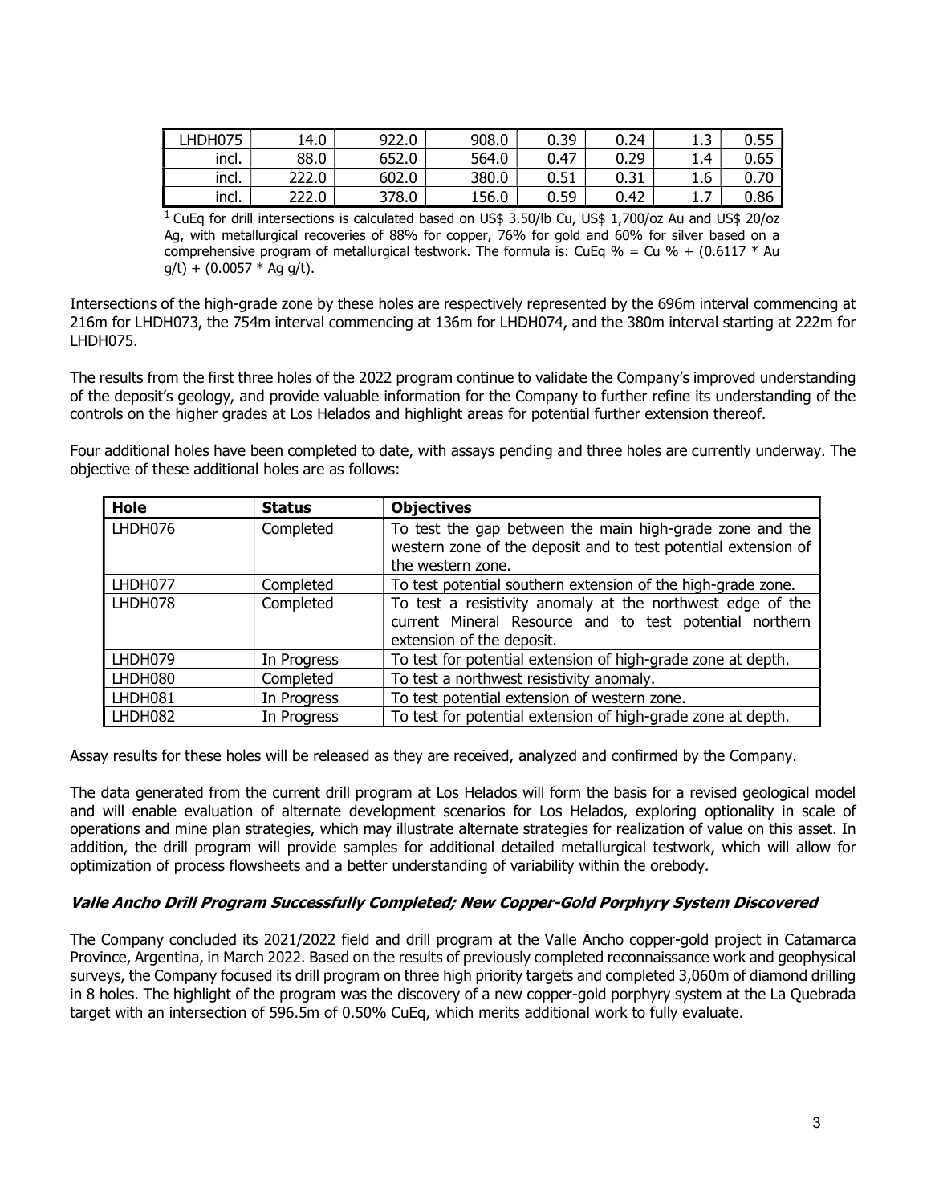| | | | | | | | |
|---|---|---|---|---|---|---|---|
| LHDH075 | 14.0 | 922.0 | 908.0 | 0.39 | 0.24 | 1.3 | 0.55 |
| incl. | 88.0 | 652.0 | 564.0 | 0.47 | 0.29 | 1.4 | 0.65 |
| incl. | 222.0 | 602.0 | 380.0 | 0.51 | 0.31 | 1.6 | 0.70 |
| incl. | 222.0 | 378.0 | 156.0 | 0.59 | 0.42 | 1.7 | 0.86 |

[1] CuEq for drill intersections is calculated based on US$ 3.50/lb Cu, US$ 1,700/oz Au and US$ 20/oz Ag, with metallurgical recoveries of 88% for copper, 76% for gold and 60% for silver based on a comprehensive program of metallurgical testwork. The formula is: CuEq % = Cu % + (0.6117 * Au g/t) + (0.0057 * Ag g/t).

Intersections of the high-grade zone by these holes are respectively represented by the 696m interval commencing at 216m for LHDH073, the 754m interval commencing at 136m for LHDH074, and the 380m interval starting at 222m for LHDH075.

The results from the first three holes of the 2022 program continue to validate the Company's improved understanding of the deposit's geology, and provide valuable information for the Company to further refine its understanding of the controls on the higher grades at Los Helados and highlight areas for potential further extension thereof.

Four additional holes have been completed to date, with assays pending and three holes are currently underway. The objective of these additional holes are as follows:

| Hole | Status | Objectives |
|---|---|---|
| LHDH076 | Completed | To test the gap between the main high-grade zone and the western zone of the deposit and to test potential extension of the western zone. |
| LHDH077 | Completed | To test potential southern extension of the high-grade zone. |
| LHDH078 | Completed | To test a resistivity anomaly at the northwest edge of the current Mineral Resource and to test potential northern extension of the deposit. |
| LHDH079 | In Progress | To test for potential extension of high-grade zone at depth. |
| LHDH080 | Completed | To test a northwest resistivity anomaly. |
| LHDH081 | In Progress | To test potential extension of western zone. |
| LHDH082 | In Progress | To test for potential extension of high-grade zone at depth. |

Assay results for these holes will be released as they are received, analyzed and confirmed by the Company.

The data generated from the current drill program at Los Helados will form the basis for a revised geological model and will enable evaluation of alternate development scenarios for Los Helados, exploring optionality in scale of operations and mine plan strategies, which may illustrate alternate strategies for realization of value on this asset. In addition, the drill program will provide samples for additional detailed metallurgical testwork, which will allow for optimization of process flowsheets and a better understanding of variability within the orebody.

### ***Valle Ancho Drill Program Successfully Completed; New Copper-Gold Porphyry System Discovered***

The Company concluded its 2021/2022 field and drill program at the Valle Ancho copper-gold project in Catamarca Province, Argentina, in March 2022. Based on the results of previously completed reconnaissance work and geophysical surveys, the Company focused its drill program on three high priority targets and completed 3,060m of diamond drilling in 8 holes. The highlight of the program was the discovery of a new copper-gold porphyry system at the La Quebrada target with an intersection of 596.5m of 0.50% CuEq, which merits additional work to fully evaluate.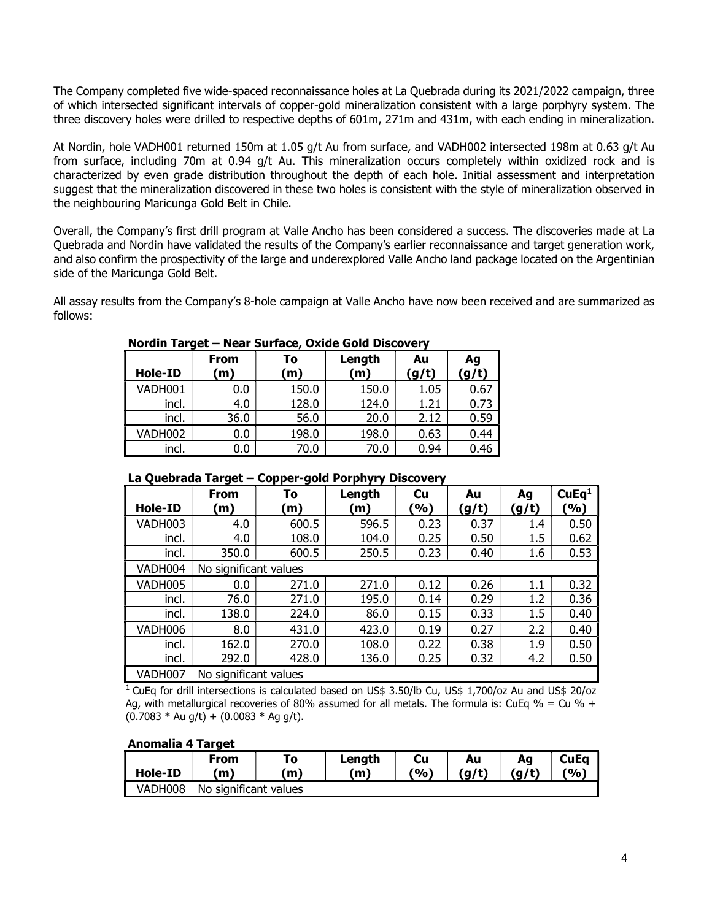The Company completed five wide-spaced reconnaissance holes at La Quebrada during its 2021/2022 campaign, three of which intersected significant intervals of copper-gold mineralization consistent with a large porphyry system. The three discovery holes were drilled to respective depths of 601m, 271m and 431m, with each ending in mineralization.

At Nordin, hole VADH001 returned 150m at 1.05 g/t Au from surface, and VADH002 intersected 198m at 0.63 g/t Au from surface, including 70m at 0.94 g/t Au. This mineralization occurs completely within oxidized rock and is characterized by even grade distribution throughout the depth of each hole. Initial assessment and interpretation suggest that the mineralization discovered in these two holes is consistent with the style of mineralization observed in the neighbouring Maricunga Gold Belt in Chile.

Overall, the Company's first drill program at Valle Ancho has been considered a success. The discoveries made at La Quebrada and Nordin have validated the results of the Company's earlier reconnaissance and target generation work, and also confirm the prospectivity of the large and underexplored Valle Ancho land package located on the Argentinian side of the Maricunga Gold Belt.

All assay results from the Company's 8-hole campaign at Valle Ancho have now been received and are summarized as follows:

**Nordin Target – Near Surface, Oxide Gold Discovery**

| Hole-ID | From (m) | To (m) | Length (m) | Au (g/t) | Ag (g/t) |
|---|---|---|---|---|---|
| VADH001 | 0.0 | 150.0 | 150.0 | 1.05 | 0.67 |
| incl. | 4.0 | 128.0 | 124.0 | 1.21 | 0.73 |
| incl. | 36.0 | 56.0 | 20.0 | 2.12 | 0.59 |
| VADH002 | 0.0 | 198.0 | 198.0 | 0.63 | 0.44 |
| incl. | 0.0 | 70.0 | 70.0 | 0.94 | 0.46 |

**La Quebrada Target – Copper-gold Porphyry Discovery**

| Hole-ID | From (m) | To (m) | Length (m) | Cu (%) | Au (g/t) | Ag (g/t) | CuEq[1] (%) |
|---|---|---|---|---|---|---|---|
| VADH003 | 4.0 | 600.5 | 596.5 | 0.23 | 0.37 | 1.4 | 0.50 |
| incl. | 4.0 | 108.0 | 104.0 | 0.25 | 0.50 | 1.5 | 0.62 |
| incl. | 350.0 | 600.5 | 250.5 | 0.23 | 0.40 | 1.6 | 0.53 |
| VADH004 | No significant values | | | | | | |
| VADH005 | 0.0 | 271.0 | 271.0 | 0.12 | 0.26 | 1.1 | 0.32 |
| incl. | 76.0 | 271.0 | 195.0 | 0.14 | 0.29 | 1.2 | 0.36 |
| incl. | 138.0 | 224.0 | 86.0 | 0.15 | 0.33 | 1.5 | 0.40 |
| VADH006 | 8.0 | 431.0 | 423.0 | 0.19 | 0.27 | 2.2 | 0.40 |
| incl. | 162.0 | 270.0 | 108.0 | 0.22 | 0.38 | 1.9 | 0.50 |
| incl. | 292.0 | 428.0 | 136.0 | 0.25 | 0.32 | 4.2 | 0.50 |
| VADH007 | No significant values | | | | | | |

[1] CuEq for drill intersections is calculated based on US$ 3.50/lb Cu, US$ 1,700/oz Au and US$ 20/oz Ag, with metallurgical recoveries of 80% assumed for all metals. The formula is: CuEq % = Cu % + (0.7083 * Au g/t) + (0.0083 * Ag g/t).

**Anomalia 4 Target**

| Hole-ID | From (m) | To (m) | Length (m) | Cu (%) | Au (g/t) | Ag (g/t) | CuEq (%) |
|---|---|---|---|---|---|---|---|
| VADH008 | No significant values | | | | | | |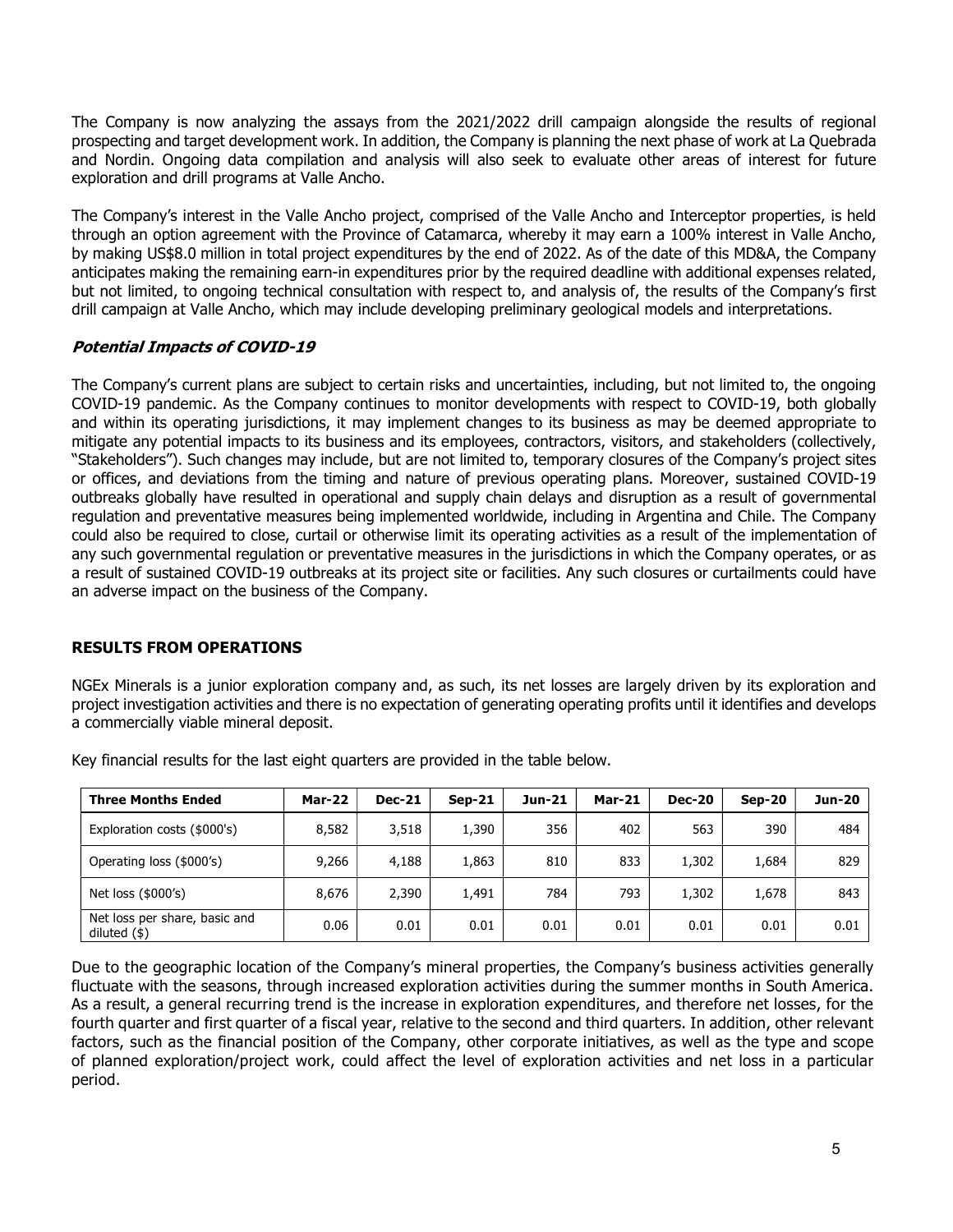The Company is now analyzing the assays from the 2021/2022 drill campaign alongside the results of regional prospecting and target development work. In addition, the Company is planning the next phase of work at La Quebrada and Nordin. Ongoing data compilation and analysis will also seek to evaluate other areas of interest for future exploration and drill programs at Valle Ancho.

The Company's interest in the Valle Ancho project, comprised of the Valle Ancho and Interceptor properties, is held through an option agreement with the Province of Catamarca, whereby it may earn a 100% interest in Valle Ancho, by making US$8.0 million in total project expenditures by the end of 2022. As of the date of this MD&A, the Company anticipates making the remaining earn-in expenditures prior by the required deadline with additional expenses related, but not limited, to ongoing technical consultation with respect to, and analysis of, the results of the Company's first drill campaign at Valle Ancho, which may include developing preliminary geological models and interpretations.

### *Potential Impacts of COVID-19*

The Company's current plans are subject to certain risks and uncertainties, including, but not limited to, the ongoing COVID-19 pandemic. As the Company continues to monitor developments with respect to COVID-19, both globally and within its operating jurisdictions, it may implement changes to its business as may be deemed appropriate to mitigate any potential impacts to its business and its employees, contractors, visitors, and stakeholders (collectively, "Stakeholders"). Such changes may include, but are not limited to, temporary closures of the Company's project sites or offices, and deviations from the timing and nature of previous operating plans. Moreover, sustained COVID-19 outbreaks globally have resulted in operational and supply chain delays and disruption as a result of governmental regulation and preventative measures being implemented worldwide, including in Argentina and Chile. The Company could also be required to close, curtail or otherwise limit its operating activities as a result of the implementation of any such governmental regulation or preventative measures in the jurisdictions in which the Company operates, or as a result of sustained COVID-19 outbreaks at its project site or facilities. Any such closures or curtailments could have an adverse impact on the business of the Company.

## RESULTS FROM OPERATIONS

NGEx Minerals is a junior exploration company and, as such, its net losses are largely driven by its exploration and project investigation activities and there is no expectation of generating operating profits until it identifies and develops a commercially viable mineral deposit.

Key financial results for the last eight quarters are provided in the table below.

| Three Months Ended | Mar-22 | Dec-21 | Sep-21 | Jun-21 | Mar-21 | Dec-20 | Sep-20 | Jun-20 |
|---|---|---|---|---|---|---|---|---|
| Exploration costs ($000's) | 8,582 | 3,518 | 1,390 | 356 | 402 | 563 | 390 | 484 |
| Operating loss ($000's) | 9,266 | 4,188 | 1,863 | 810 | 833 | 1,302 | 1,684 | 829 |
| Net loss ($000's) | 8,676 | 2,390 | 1,491 | 784 | 793 | 1,302 | 1,678 | 843 |
| Net loss per share, basic and diluted ($) | 0.06 | 0.01 | 0.01 | 0.01 | 0.01 | 0.01 | 0.01 | 0.01 |

Due to the geographic location of the Company's mineral properties, the Company's business activities generally fluctuate with the seasons, through increased exploration activities during the summer months in South America. As a result, a general recurring trend is the increase in exploration expenditures, and therefore net losses, for the fourth quarter and first quarter of a fiscal year, relative to the second and third quarters. In addition, other relevant factors, such as the financial position of the Company, other corporate initiatives, as well as the type and scope of planned exploration/project work, could affect the level of exploration activities and net loss in a particular period.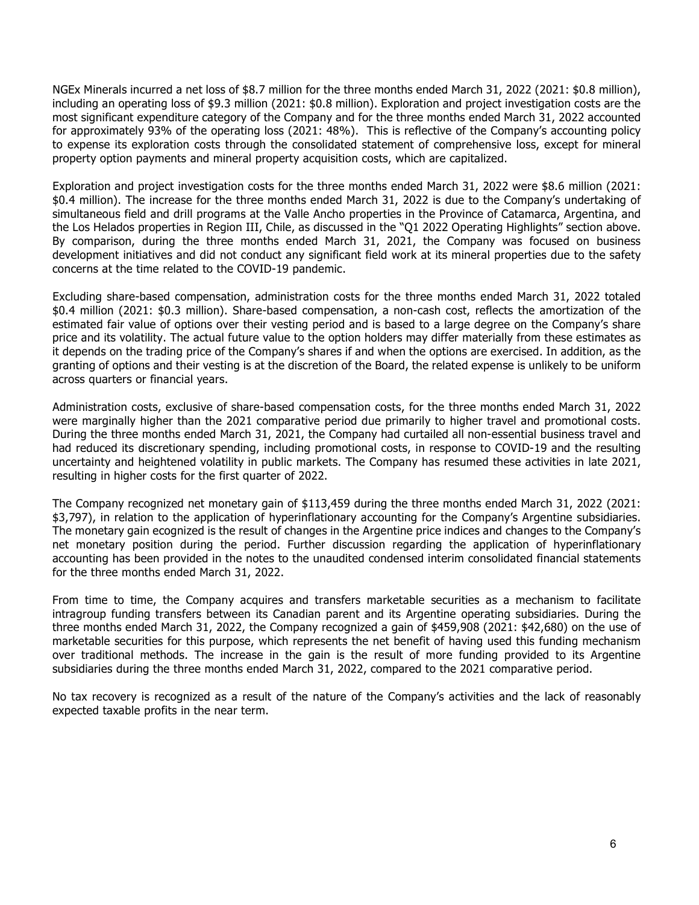NGEx Minerals incurred a net loss of $8.7 million for the three months ended March 31, 2022 (2021: $0.8 million), including an operating loss of $9.3 million (2021: $0.8 million). Exploration and project investigation costs are the most significant expenditure category of the Company and for the three months ended March 31, 2022 accounted for approximately 93% of the operating loss (2021: 48%). This is reflective of the Company's accounting policy to expense its exploration costs through the consolidated statement of comprehensive loss, except for mineral property option payments and mineral property acquisition costs, which are capitalized.

Exploration and project investigation costs for the three months ended March 31, 2022 were $8.6 million (2021: $0.4 million). The increase for the three months ended March 31, 2022 is due to the Company's undertaking of simultaneous field and drill programs at the Valle Ancho properties in the Province of Catamarca, Argentina, and the Los Helados properties in Region III, Chile, as discussed in the "Q1 2022 Operating Highlights" section above. By comparison, during the three months ended March 31, 2021, the Company was focused on business development initiatives and did not conduct any significant field work at its mineral properties due to the safety concerns at the time related to the COVID-19 pandemic.

Excluding share-based compensation, administration costs for the three months ended March 31, 2022 totaled $0.4 million (2021: $0.3 million). Share-based compensation, a non-cash cost, reflects the amortization of the estimated fair value of options over their vesting period and is based to a large degree on the Company's share price and its volatility. The actual future value to the option holders may differ materially from these estimates as it depends on the trading price of the Company's shares if and when the options are exercised. In addition, as the granting of options and their vesting is at the discretion of the Board, the related expense is unlikely to be uniform across quarters or financial years.

Administration costs, exclusive of share-based compensation costs, for the three months ended March 31, 2022 were marginally higher than the 2021 comparative period due primarily to higher travel and promotional costs. During the three months ended March 31, 2021, the Company had curtailed all non-essential business travel and had reduced its discretionary spending, including promotional costs, in response to COVID-19 and the resulting uncertainty and heightened volatility in public markets. The Company has resumed these activities in late 2021, resulting in higher costs for the first quarter of 2022.

The Company recognized net monetary gain of $113,459 during the three months ended March 31, 2022 (2021: $3,797), in relation to the application of hyperinflationary accounting for the Company's Argentine subsidiaries. The monetary gain ecognized is the result of changes in the Argentine price indices and changes to the Company's net monetary position during the period. Further discussion regarding the application of hyperinflationary accounting has been provided in the notes to the unaudited condensed interim consolidated financial statements for the three months ended March 31, 2022.

From time to time, the Company acquires and transfers marketable securities as a mechanism to facilitate intragroup funding transfers between its Canadian parent and its Argentine operating subsidiaries. During the three months ended March 31, 2022, the Company recognized a gain of $459,908 (2021: $42,680) on the use of marketable securities for this purpose, which represents the net benefit of having used this funding mechanism over traditional methods. The increase in the gain is the result of more funding provided to its Argentine subsidiaries during the three months ended March 31, 2022, compared to the 2021 comparative period.

No tax recovery is recognized as a result of the nature of the Company's activities and the lack of reasonably expected taxable profits in the near term.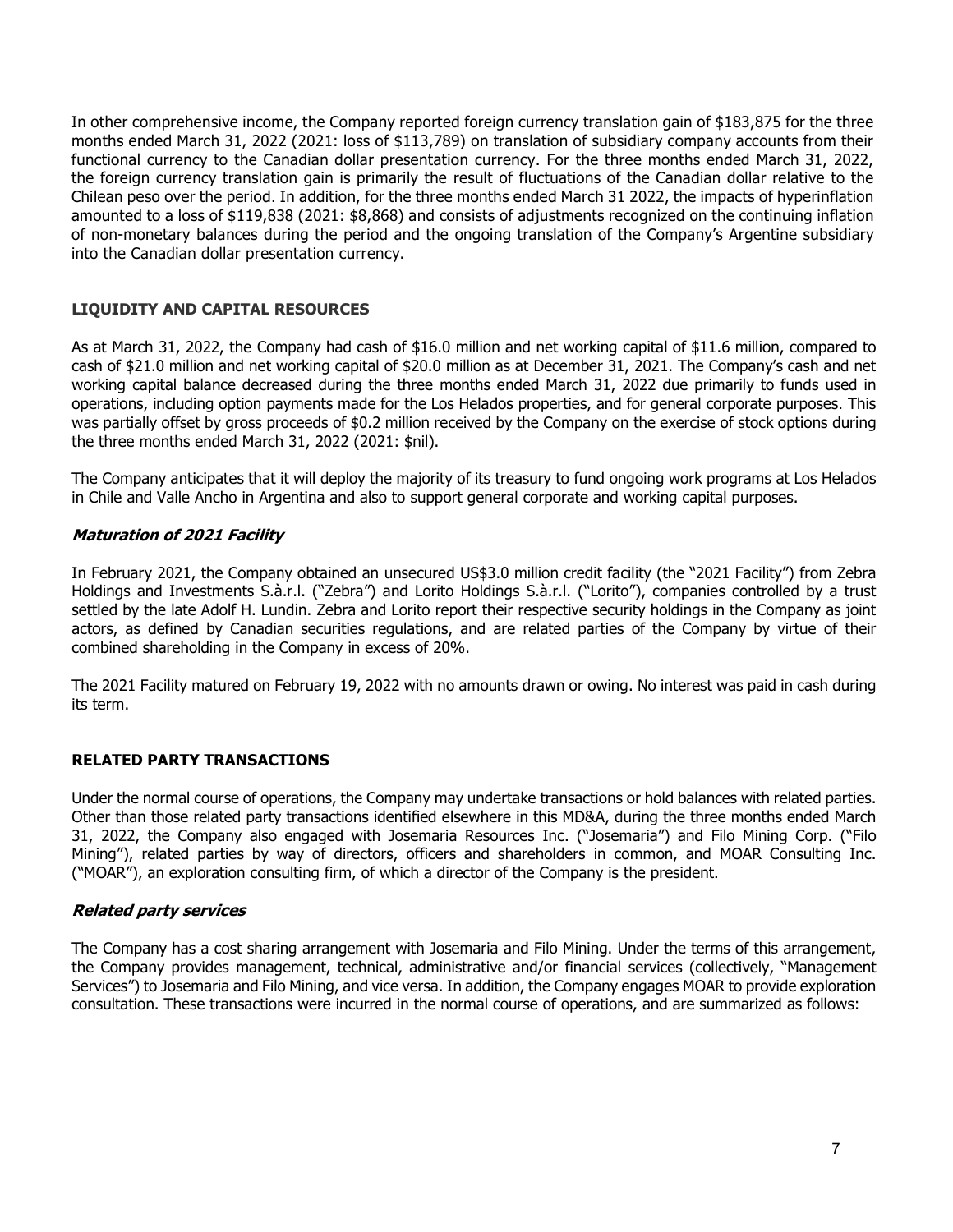In other comprehensive income, the Company reported foreign currency translation gain of $183,875 for the three months ended March 31, 2022 (2021: loss of $113,789) on translation of subsidiary company accounts from their functional currency to the Canadian dollar presentation currency. For the three months ended March 31, 2022, the foreign currency translation gain is primarily the result of fluctuations of the Canadian dollar relative to the Chilean peso over the period. In addition, for the three months ended March 31 2022, the impacts of hyperinflation amounted to a loss of $119,838 (2021: $8,868) and consists of adjustments recognized on the continuing inflation of non-monetary balances during the period and the ongoing translation of the Company's Argentine subsidiary into the Canadian dollar presentation currency.

## LIQUIDITY AND CAPITAL RESOURCES

As at March 31, 2022, the Company had cash of $16.0 million and net working capital of $11.6 million, compared to cash of $21.0 million and net working capital of $20.0 million as at December 31, 2021. The Company's cash and net working capital balance decreased during the three months ended March 31, 2022 due primarily to funds used in operations, including option payments made for the Los Helados properties, and for general corporate purposes. This was partially offset by gross proceeds of $0.2 million received by the Company on the exercise of stock options during the three months ended March 31, 2022 (2021: $nil).

The Company anticipates that it will deploy the majority of its treasury to fund ongoing work programs at Los Helados in Chile and Valle Ancho in Argentina and also to support general corporate and working capital purposes.

### *Maturation of 2021 Facility*

In February 2021, the Company obtained an unsecured US$3.0 million credit facility (the "2021 Facility") from Zebra Holdings and Investments S.à.r.l. ("Zebra") and Lorito Holdings S.à.r.l. ("Lorito"), companies controlled by a trust settled by the late Adolf H. Lundin. Zebra and Lorito report their respective security holdings in the Company as joint actors, as defined by Canadian securities regulations, and are related parties of the Company by virtue of their combined shareholding in the Company in excess of 20%.

The 2021 Facility matured on February 19, 2022 with no amounts drawn or owing. No interest was paid in cash during its term.

## RELATED PARTY TRANSACTIONS

Under the normal course of operations, the Company may undertake transactions or hold balances with related parties. Other than those related party transactions identified elsewhere in this MD&A, during the three months ended March 31, 2022, the Company also engaged with Josemaria Resources Inc. ("Josemaria") and Filo Mining Corp. ("Filo Mining"), related parties by way of directors, officers and shareholders in common, and MOAR Consulting Inc. ("MOAR"), an exploration consulting firm, of which a director of the Company is the president.

### *Related party services*

The Company has a cost sharing arrangement with Josemaria and Filo Mining. Under the terms of this arrangement, the Company provides management, technical, administrative and/or financial services (collectively, "Management Services") to Josemaria and Filo Mining, and vice versa. In addition, the Company engages MOAR to provide exploration consultation. These transactions were incurred in the normal course of operations, and are summarized as follows: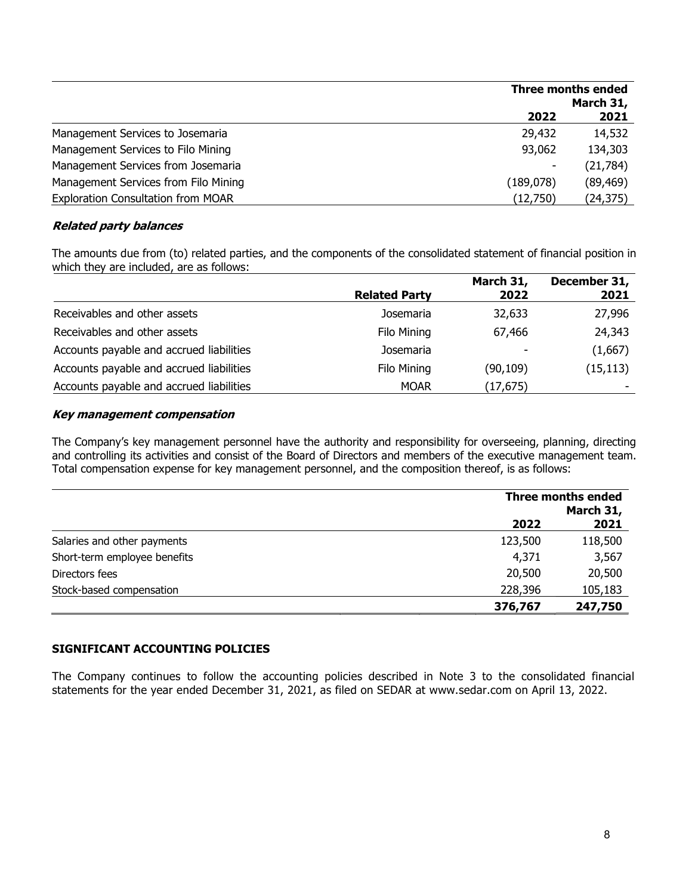| | Three months ended March 31, | |
|---|---|---|
| | 2022 | 2021 |
| Management Services to Josemaria | 29,432 | 14,532 |
| Management Services to Filo Mining | 93,062 | 134,303 |
| Management Services from Josemaria | - | (21,784) |
| Management Services from Filo Mining | (189,078) | (89,469) |
| Exploration Consultation from MOAR | (12,750) | (24,375) |

### *Related party balances*

The amounts due from (to) related parties, and the components of the consolidated statement of financial position in which they are included, are as follows:

| | Related Party | March 31, 2022 | December 31, 2021 |
|---|---|---|---|
| Receivables and other assets | Josemaria | 32,633 | 27,996 |
| Receivables and other assets | Filo Mining | 67,466 | 24,343 |
| Accounts payable and accrued liabilities | Josemaria | - | (1,667) |
| Accounts payable and accrued liabilities | Filo Mining | (90,109) | (15,113) |
| Accounts payable and accrued liabilities | MOAR | (17,675) | - |

### *Key management compensation*

The Company's key management personnel have the authority and responsibility for overseeing, planning, directing and controlling its activities and consist of the Board of Directors and members of the executive management team. Total compensation expense for key management personnel, and the composition thereof, is as follows:

| | Three months ended March 31, | |
|---|---|---|
| | 2022 | 2021 |
| Salaries and other payments | 123,500 | 118,500 |
| Short-term employee benefits | 4,371 | 3,567 |
| Directors fees | 20,500 | 20,500 |
| Stock-based compensation | 228,396 | 105,183 |
| | **376,767** | **247,750** |

## SIGNIFICANT ACCOUNTING POLICIES

The Company continues to follow the accounting policies described in Note 3 to the consolidated financial statements for the year ended December 31, 2021, as filed on SEDAR at www.sedar.com on April 13, 2022.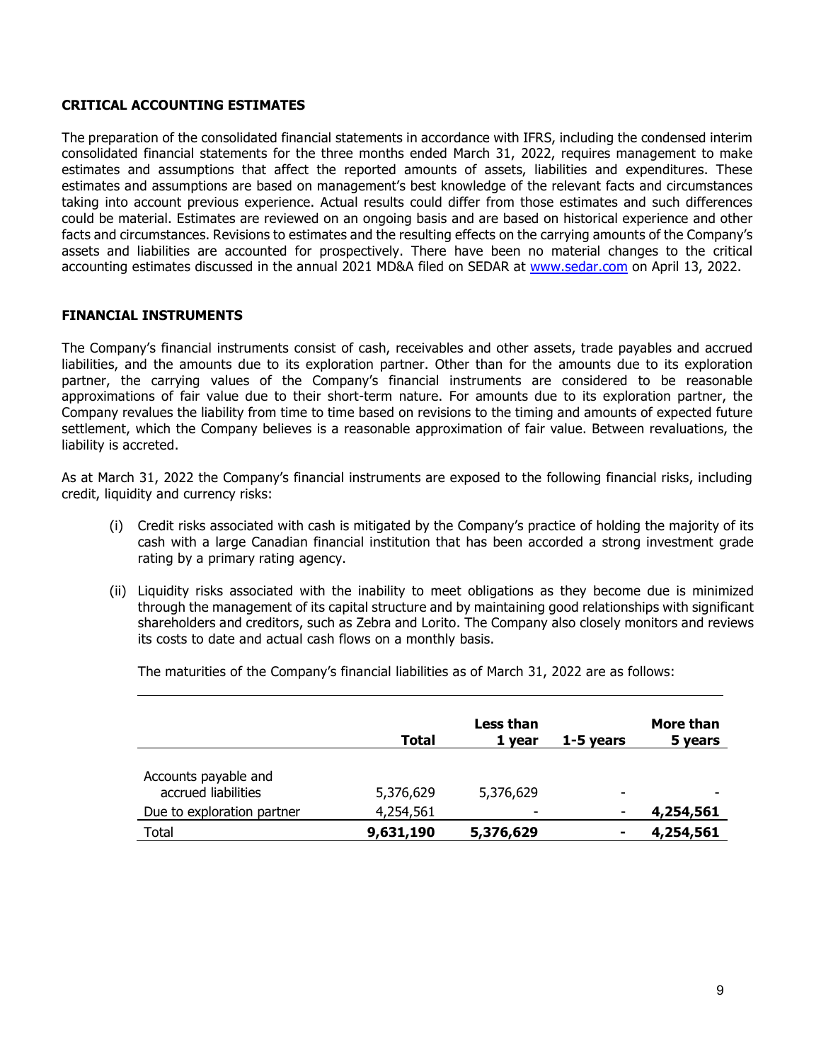## CRITICAL ACCOUNTING ESTIMATES

The preparation of the consolidated financial statements in accordance with IFRS, including the condensed interim consolidated financial statements for the three months ended March 31, 2022, requires management to make estimates and assumptions that affect the reported amounts of assets, liabilities and expenditures. These estimates and assumptions are based on management's best knowledge of the relevant facts and circumstances taking into account previous experience. Actual results could differ from those estimates and such differences could be material. Estimates are reviewed on an ongoing basis and are based on historical experience and other facts and circumstances. Revisions to estimates and the resulting effects on the carrying amounts of the Company's assets and liabilities are accounted for prospectively. There have been no material changes to the critical accounting estimates discussed in the annual 2021 MD&A filed on SEDAR at www.sedar.com on April 13, 2022.

## FINANCIAL INSTRUMENTS

The Company's financial instruments consist of cash, receivables and other assets, trade payables and accrued liabilities, and the amounts due to its exploration partner. Other than for the amounts due to its exploration partner, the carrying values of the Company's financial instruments are considered to be reasonable approximations of fair value due to their short-term nature. For amounts due to its exploration partner, the Company revalues the liability from time to time based on revisions to the timing and amounts of expected future settlement, which the Company believes is a reasonable approximation of fair value. Between revaluations, the liability is accreted.

As at March 31, 2022 the Company's financial instruments are exposed to the following financial risks, including credit, liquidity and currency risks:

(i) Credit risks associated with cash is mitigated by the Company's practice of holding the majority of its cash with a large Canadian financial institution that has been accorded a strong investment grade rating by a primary rating agency.

(ii) Liquidity risks associated with the inability to meet obligations as they become due is minimized through the management of its capital structure and by maintaining good relationships with significant shareholders and creditors, such as Zebra and Lorito. The Company also closely monitors and reviews its costs to date and actual cash flows on a monthly basis.

The maturities of the Company's financial liabilities as of March 31, 2022 are as follows:

| | **Total** | **Less than 1 year** | **1-5 years** | **More than 5 years** |
|---|---|---|---|---|
| Accounts payable and accrued liabilities | 5,376,629 | 5,376,629 | - | - |
| Due to exploration partner | 4,254,561 | - | - | **4,254,561** |
| Total | **9,631,190** | **5,376,629** | **-** | **4,254,561** |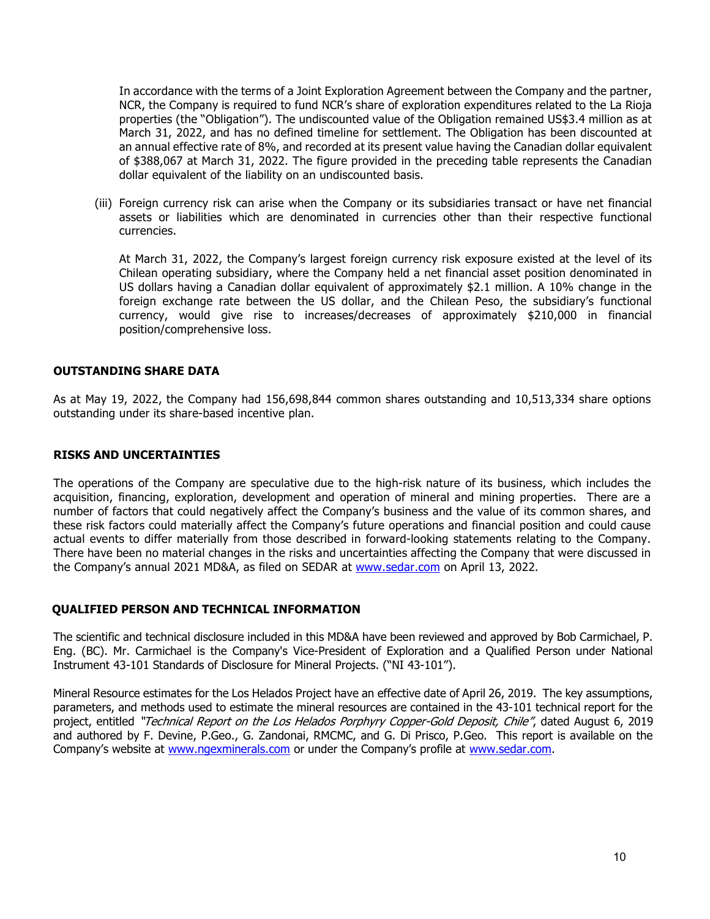In accordance with the terms of a Joint Exploration Agreement between the Company and the partner, NCR, the Company is required to fund NCR's share of exploration expenditures related to the La Rioja properties (the "Obligation"). The undiscounted value of the Obligation remained US$3.4 million as at March 31, 2022, and has no defined timeline for settlement. The Obligation has been discounted at an annual effective rate of 8%, and recorded at its present value having the Canadian dollar equivalent of $388,067 at March 31, 2022. The figure provided in the preceding table represents the Canadian dollar equivalent of the liability on an undiscounted basis.

(iii) Foreign currency risk can arise when the Company or its subsidiaries transact or have net financial assets or liabilities which are denominated in currencies other than their respective functional currencies.

At March 31, 2022, the Company's largest foreign currency risk exposure existed at the level of its Chilean operating subsidiary, where the Company held a net financial asset position denominated in US dollars having a Canadian dollar equivalent of approximately $2.1 million. A 10% change in the foreign exchange rate between the US dollar, and the Chilean Peso, the subsidiary's functional currency, would give rise to increases/decreases of approximately $210,000 in financial position/comprehensive loss.

## OUTSTANDING SHARE DATA

As at May 19, 2022, the Company had 156,698,844 common shares outstanding and 10,513,334 share options outstanding under its share-based incentive plan.

## RISKS AND UNCERTAINTIES

The operations of the Company are speculative due to the high-risk nature of its business, which includes the acquisition, financing, exploration, development and operation of mineral and mining properties. There are a number of factors that could negatively affect the Company's business and the value of its common shares, and these risk factors could materially affect the Company's future operations and financial position and could cause actual events to differ materially from those described in forward-looking statements relating to the Company. There have been no material changes in the risks and uncertainties affecting the Company that were discussed in the Company's annual 2021 MD&A, as filed on SEDAR at www.sedar.com on April 13, 2022.

## QUALIFIED PERSON AND TECHNICAL INFORMATION

The scientific and technical disclosure included in this MD&A have been reviewed and approved by Bob Carmichael, P. Eng. (BC). Mr. Carmichael is the Company's Vice-President of Exploration and a Qualified Person under National Instrument 43-101 Standards of Disclosure for Mineral Projects. ("NI 43-101").

Mineral Resource estimates for the Los Helados Project have an effective date of April 26, 2019. The key assumptions, parameters, and methods used to estimate the mineral resources are contained in the 43-101 technical report for the project, entitled *"Technical Report on the Los Helados Porphyry Copper-Gold Deposit, Chile"*, dated August 6, 2019 and authored by F. Devine, P.Geo., G. Zandonai, RMCMC, and G. Di Prisco, P.Geo. This report is available on the Company's website at www.ngexminerals.com or under the Company's profile at www.sedar.com.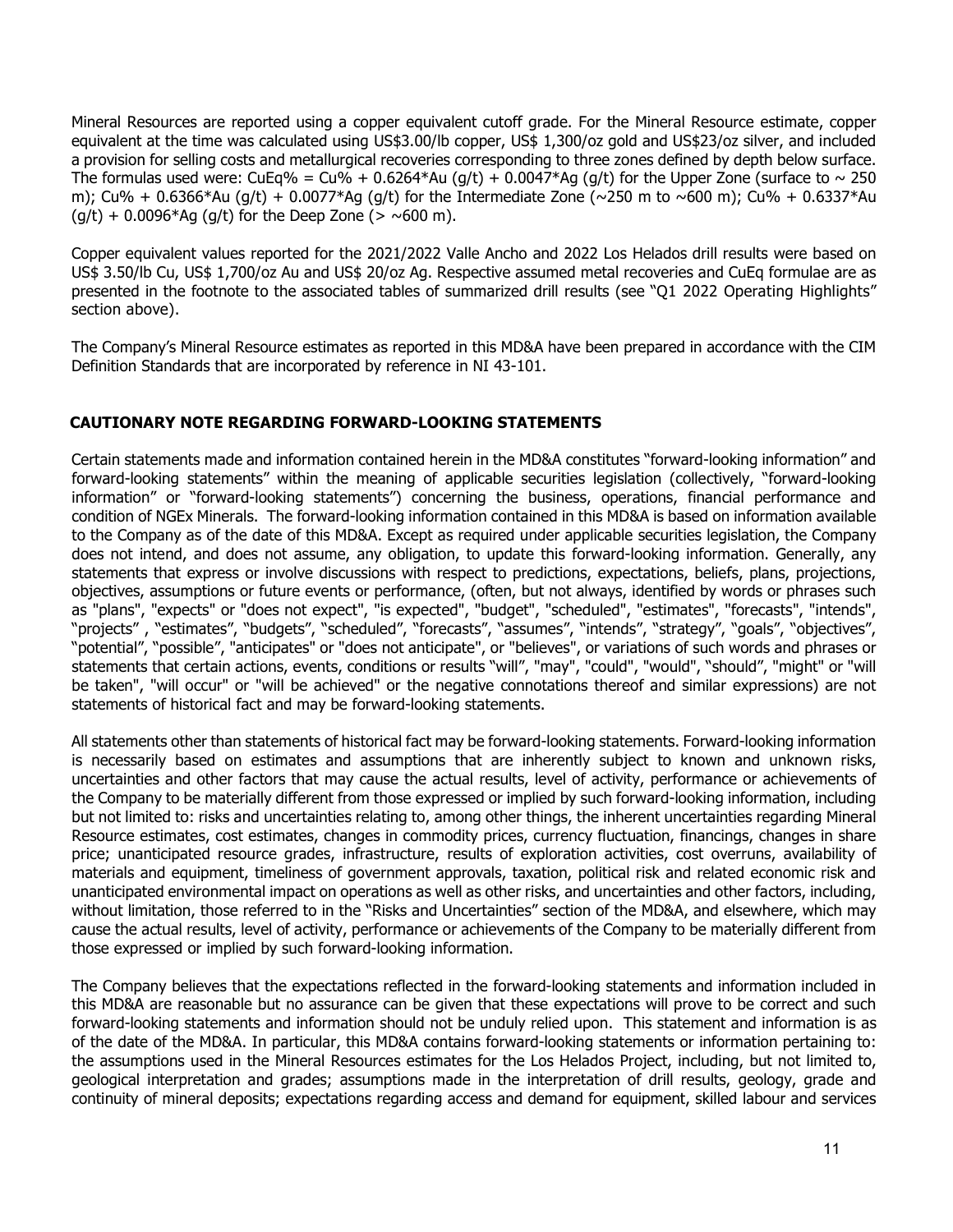Mineral Resources are reported using a copper equivalent cutoff grade. For the Mineral Resource estimate, copper equivalent at the time was calculated using US$3.00/lb copper, US$ 1,300/oz gold and US$23/oz silver, and included a provision for selling costs and metallurgical recoveries corresponding to three zones defined by depth below surface. The formulas used were: CuEq% = Cu% + 0.6264*Au (g/t) + 0.0047*Ag (g/t) for the Upper Zone (surface to ~ 250 m); Cu% + 0.6366*Au (g/t) + 0.0077*Ag (g/t) for the Intermediate Zone (~250 m to ~600 m); Cu% + 0.6337*Au (g/t) + 0.0096*Ag (g/t) for the Deep Zone (> ~600 m).

Copper equivalent values reported for the 2021/2022 Valle Ancho and 2022 Los Helados drill results were based on US$ 3.50/lb Cu, US$ 1,700/oz Au and US$ 20/oz Ag. Respective assumed metal recoveries and CuEq formulae are as presented in the footnote to the associated tables of summarized drill results (see "Q1 2022 Operating Highlights" section above).

The Company's Mineral Resource estimates as reported in this MD&A have been prepared in accordance with the CIM Definition Standards that are incorporated by reference in NI 43-101.

## CAUTIONARY NOTE REGARDING FORWARD-LOOKING STATEMENTS

Certain statements made and information contained herein in the MD&A constitutes "forward-looking information" and forward-looking statements" within the meaning of applicable securities legislation (collectively, "forward-looking information" or "forward-looking statements") concerning the business, operations, financial performance and condition of NGEx Minerals. The forward-looking information contained in this MD&A is based on information available to the Company as of the date of this MD&A. Except as required under applicable securities legislation, the Company does not intend, and does not assume, any obligation, to update this forward-looking information. Generally, any statements that express or involve discussions with respect to predictions, expectations, beliefs, plans, projections, objectives, assumptions or future events or performance, (often, but not always, identified by words or phrases such as "plans", "expects" or "does not expect", "is expected", "budget", "scheduled", "estimates", "forecasts", "intends", "projects" , "estimates", "budgets", "scheduled", "forecasts", "assumes", "intends", "strategy", "goals", "objectives", "potential", "possible", "anticipates" or "does not anticipate", or "believes", or variations of such words and phrases or statements that certain actions, events, conditions or results "will", "may", "could", "would", "should", "might" or "will be taken", "will occur" or "will be achieved" or the negative connotations thereof and similar expressions) are not statements of historical fact and may be forward-looking statements.

All statements other than statements of historical fact may be forward-looking statements. Forward-looking information is necessarily based on estimates and assumptions that are inherently subject to known and unknown risks, uncertainties and other factors that may cause the actual results, level of activity, performance or achievements of the Company to be materially different from those expressed or implied by such forward-looking information, including but not limited to: risks and uncertainties relating to, among other things, the inherent uncertainties regarding Mineral Resource estimates, cost estimates, changes in commodity prices, currency fluctuation, financings, changes in share price; unanticipated resource grades, infrastructure, results of exploration activities, cost overruns, availability of materials and equipment, timeliness of government approvals, taxation, political risk and related economic risk and unanticipated environmental impact on operations as well as other risks, and uncertainties and other factors, including, without limitation, those referred to in the "Risks and Uncertainties" section of the MD&A, and elsewhere, which may cause the actual results, level of activity, performance or achievements of the Company to be materially different from those expressed or implied by such forward-looking information.

The Company believes that the expectations reflected in the forward-looking statements and information included in this MD&A are reasonable but no assurance can be given that these expectations will prove to be correct and such forward-looking statements and information should not be unduly relied upon. This statement and information is as of the date of the MD&A. In particular, this MD&A contains forward-looking statements or information pertaining to: the assumptions used in the Mineral Resources estimates for the Los Helados Project, including, but not limited to, geological interpretation and grades; assumptions made in the interpretation of drill results, geology, grade and continuity of mineral deposits; expectations regarding access and demand for equipment, skilled labour and services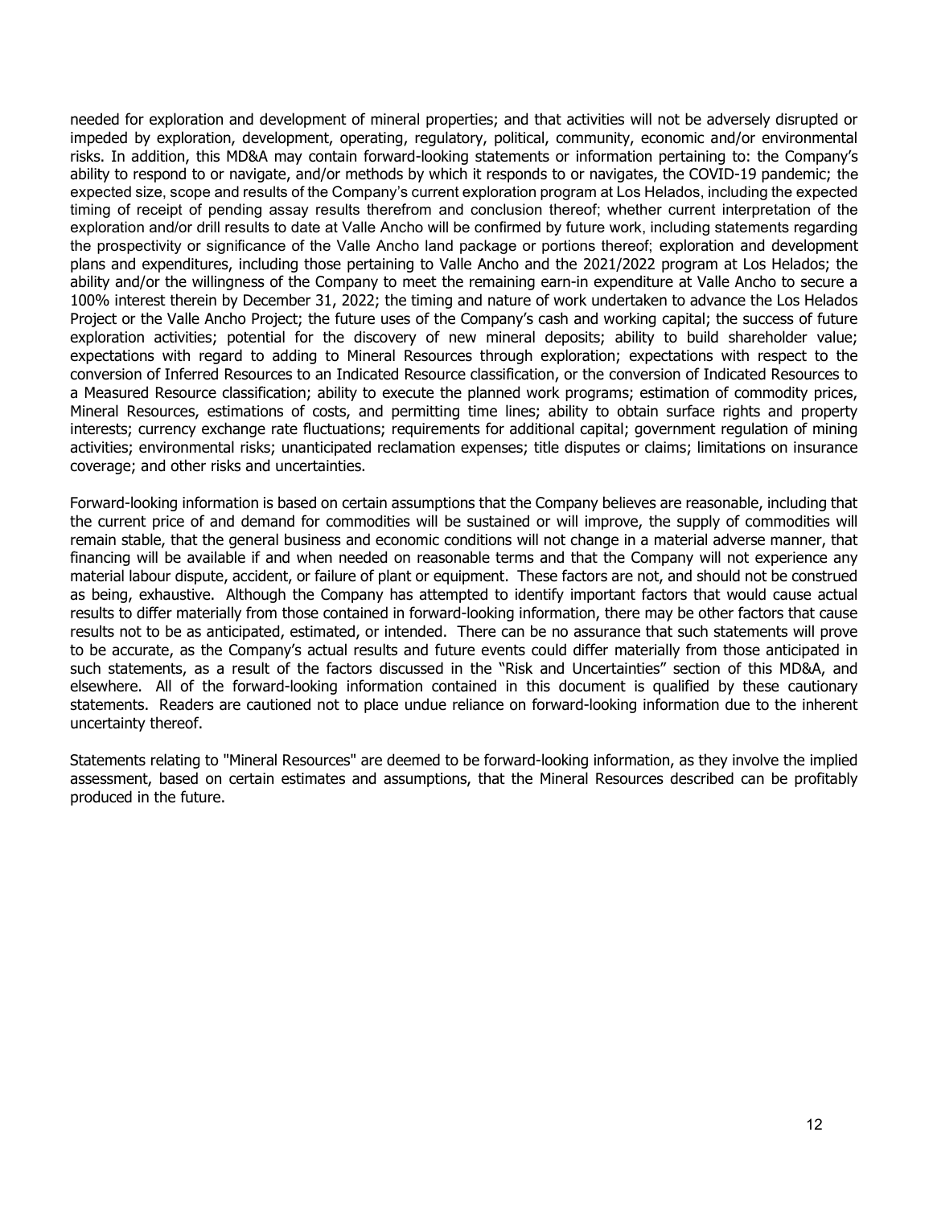needed for exploration and development of mineral properties; and that activities will not be adversely disrupted or impeded by exploration, development, operating, regulatory, political, community, economic and/or environmental risks. In addition, this MD&A may contain forward-looking statements or information pertaining to: the Company's ability to respond to or navigate, and/or methods by which it responds to or navigates, the COVID-19 pandemic; the expected size, scope and results of the Company's current exploration program at Los Helados, including the expected timing of receipt of pending assay results therefrom and conclusion thereof; whether current interpretation of the exploration and/or drill results to date at Valle Ancho will be confirmed by future work, including statements regarding the prospectivity or significance of the Valle Ancho land package or portions thereof; exploration and development plans and expenditures, including those pertaining to Valle Ancho and the 2021/2022 program at Los Helados; the ability and/or the willingness of the Company to meet the remaining earn-in expenditure at Valle Ancho to secure a 100% interest therein by December 31, 2022; the timing and nature of work undertaken to advance the Los Helados Project or the Valle Ancho Project; the future uses of the Company's cash and working capital; the success of future exploration activities; potential for the discovery of new mineral deposits; ability to build shareholder value; expectations with regard to adding to Mineral Resources through exploration; expectations with respect to the conversion of Inferred Resources to an Indicated Resource classification, or the conversion of Indicated Resources to a Measured Resource classification; ability to execute the planned work programs; estimation of commodity prices, Mineral Resources, estimations of costs, and permitting time lines; ability to obtain surface rights and property interests; currency exchange rate fluctuations; requirements for additional capital; government regulation of mining activities; environmental risks; unanticipated reclamation expenses; title disputes or claims; limitations on insurance coverage; and other risks and uncertainties.

Forward-looking information is based on certain assumptions that the Company believes are reasonable, including that the current price of and demand for commodities will be sustained or will improve, the supply of commodities will remain stable, that the general business and economic conditions will not change in a material adverse manner, that financing will be available if and when needed on reasonable terms and that the Company will not experience any material labour dispute, accident, or failure of plant or equipment. These factors are not, and should not be construed as being, exhaustive. Although the Company has attempted to identify important factors that would cause actual results to differ materially from those contained in forward-looking information, there may be other factors that cause results not to be as anticipated, estimated, or intended. There can be no assurance that such statements will prove to be accurate, as the Company's actual results and future events could differ materially from those anticipated in such statements, as a result of the factors discussed in the "Risk and Uncertainties" section of this MD&A, and elsewhere. All of the forward-looking information contained in this document is qualified by these cautionary statements. Readers are cautioned not to place undue reliance on forward-looking information due to the inherent uncertainty thereof.

Statements relating to "Mineral Resources" are deemed to be forward-looking information, as they involve the implied assessment, based on certain estimates and assumptions, that the Mineral Resources described can be profitably produced in the future.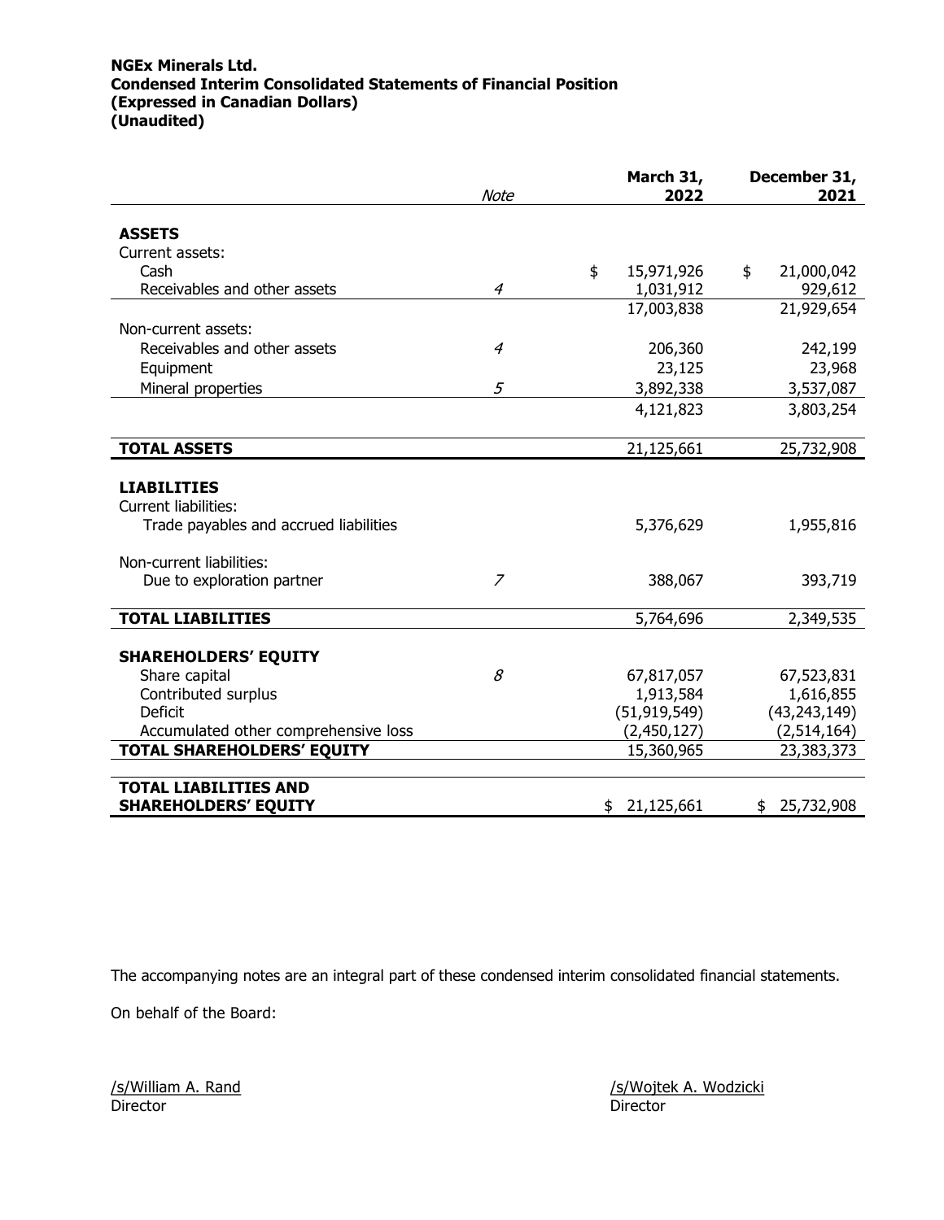**NGEx Minerals Ltd.**
**Condensed Interim Consolidated Statements of Financial Position**
**(Expressed in Canadian Dollars)**
**(Unaudited)**

| | *Note* | **March 31, 2022** | **December 31, 2021** |
|---|---|---|---|
| **ASSETS** | | | |
| Current assets: | | | |
| Cash | | $ 15,971,926 | $ 21,000,042 |
| Receivables and other assets | *4* | 1,031,912 | 929,612 |
| | | 17,003,838 | 21,929,654 |
| Non-current assets: | | | |
| Receivables and other assets | *4* | 206,360 | 242,199 |
| Equipment | | 23,125 | 23,968 |
| Mineral properties | *5* | 3,892,338 | 3,537,087 |
| | | 4,121,823 | 3,803,254 |
| **TOTAL ASSETS** | | 21,125,661 | 25,732,908 |
| **LIABILITIES** | | | |
| Current liabilities: | | | |
| Trade payables and accrued liabilities | | 5,376,629 | 1,955,816 |
| Non-current liabilities: | | | |
| Due to exploration partner | *7* | 388,067 | 393,719 |
| **TOTAL LIABILITIES** | | 5,764,696 | 2,349,535 |
| **SHAREHOLDERS' EQUITY** | | | |
| Share capital | *8* | 67,817,057 | 67,523,831 |
| Contributed surplus | | 1,913,584 | 1,616,855 |
| Deficit | | (51,919,549) | (43,243,149) |
| Accumulated other comprehensive loss | | (2,450,127) | (2,514,164) |
| **TOTAL SHAREHOLDERS' EQUITY** | | 15,360,965 | 23,383,373 |
| **TOTAL LIABILITIES AND SHAREHOLDERS' EQUITY** | | $ 21,125,661 | $ 25,732,908 |

The accompanying notes are an integral part of these condensed interim consolidated financial statements.

On behalf of the Board:

/s/William A. Rand
Director

/s/Wojtek A. Wodzicki
Director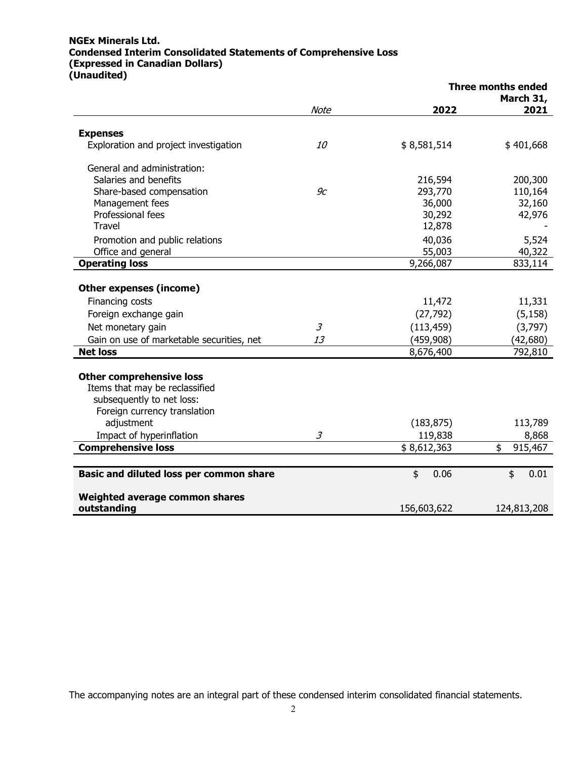**NGEx Minerals Ltd.**
**Condensed Interim Consolidated Statements of Comprehensive Loss**
**(Expressed in Canadian Dollars)**
**(Unaudited)**

| | *Note* | Three months ended March 31, 2022 | 2021 |
|---|---|---|---|
| **Expenses** | | | |
| Exploration and project investigation | *10* | $ 8,581,514 | $ 401,668 |
| General and administration: | | | |
| Salaries and benefits | | 216,594 | 200,300 |
| Share-based compensation | *9c* | 293,770 | 110,164 |
| Management fees | | 36,000 | 32,160 |
| Professional fees | | 30,292 | 42,976 |
| Travel | | 12,878 | - |
| Promotion and public relations | | 40,036 | 5,524 |
| Office and general | | 55,003 | 40,322 |
| **Operating loss** | | 9,266,087 | 833,114 |
| **Other expenses (income)** | | | |
| Financing costs | | 11,472 | 11,331 |
| Foreign exchange gain | | (27,792) | (5,158) |
| Net monetary gain | *3* | (113,459) | (3,797) |
| Gain on use of marketable securities, net | *13* | (459,908) | (42,680) |
| **Net loss** | | 8,676,400 | 792,810 |
| **Other comprehensive loss** | | | |
| Items that may be reclassified subsequently to net loss: | | | |
| Foreign currency translation adjustment | | (183,875) | 113,789 |
| Impact of hyperinflation | *3* | 119,838 | 8,868 |
| **Comprehensive loss** | | $ 8,612,363 | $ 915,467 |
| **Basic and diluted loss per common share** | | $ 0.06 | $ 0.01 |
| **Weighted average common shares outstanding** | | 156,603,622 | 124,813,208 |

The accompanying notes are an integral part of these condensed interim consolidated financial statements.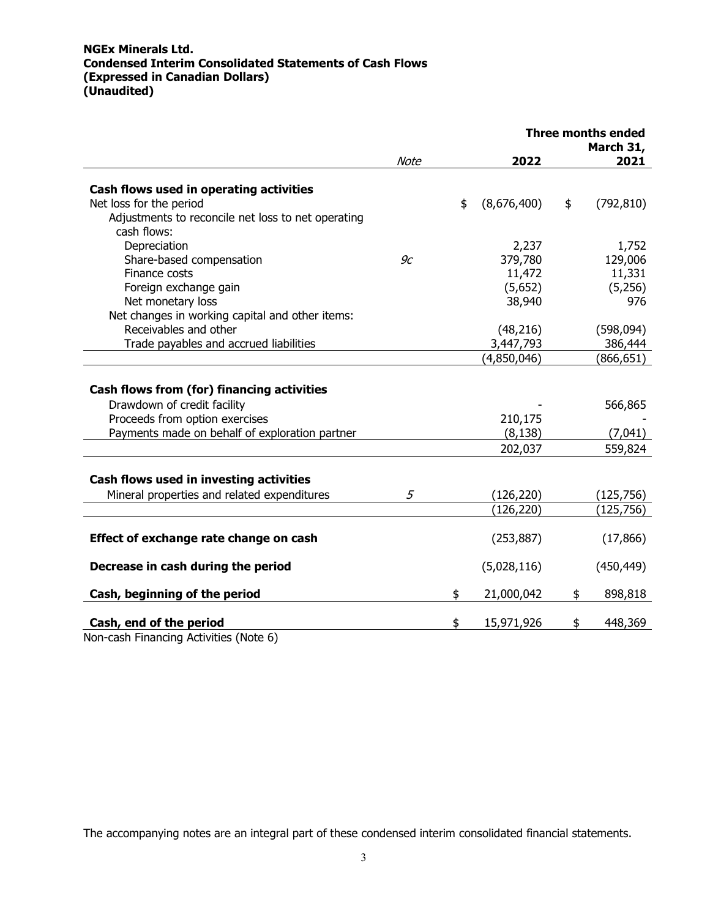**NGEx Minerals Ltd.**
**Condensed Interim Consolidated Statements of Cash Flows**
**(Expressed in Canadian Dollars)**
**(Unaudited)**

| | *Note* | Three months ended March 31, 2022 | 2021 |
|---|---|---|---|
| **Cash flows used in operating activities** | | | |
| Net loss for the period | | $ (8,676,400) | $ (792,810) |
| Adjustments to reconcile net loss to net operating cash flows: | | | |
| Depreciation | | 2,237 | 1,752 |
| Share-based compensation | *9c* | 379,780 | 129,006 |
| Finance costs | | 11,472 | 11,331 |
| Foreign exchange gain | | (5,652) | (5,256) |
| Net monetary loss | | 38,940 | 976 |
| Net changes in working capital and other items: | | | |
| Receivables and other | | (48,216) | (598,094) |
| Trade payables and accrued liabilities | | 3,447,793 | 386,444 |
| | | (4,850,046) | (866,651) |
| **Cash flows from (for) financing activities** | | | |
| Drawdown of credit facility | | - | 566,865 |
| Proceeds from option exercises | | 210,175 | - |
| Payments made on behalf of exploration partner | | (8,138) | (7,041) |
| | | 202,037 | 559,824 |
| **Cash flows used in investing activities** | | | |
| Mineral properties and related expenditures | *5* | (126,220) | (125,756) |
| | | (126,220) | (125,756) |
| **Effect of exchange rate change on cash** | | (253,887) | (17,866) |
| **Decrease in cash during the period** | | (5,028,116) | (450,449) |
| **Cash, beginning of the period** | | $ 21,000,042 | $ 898,818 |
| **Cash, end of the period** | | $ 15,971,926 | $ 448,369 |

Non-cash Financing Activities (Note 6)

The accompanying notes are an integral part of these condensed interim consolidated financial statements.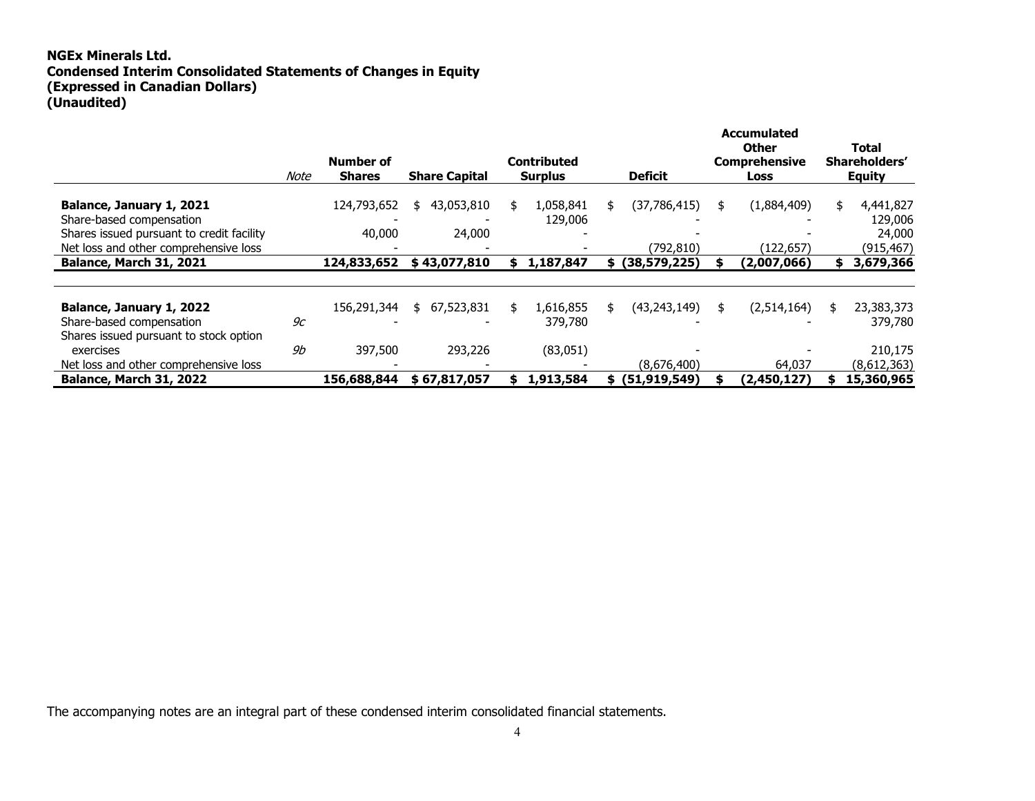**NGEx Minerals Ltd.**
**Condensed Interim Consolidated Statements of Changes in Equity**
**(Expressed in Canadian Dollars)**
**(Unaudited)**

| | *Note* | Number of Shares | Share Capital | Contributed Surplus | Deficit | Accumulated Other Comprehensive Loss | Total Shareholders' Equity |
|---|---|---|---|---|---|---|---|
| **Balance, January 1, 2021** | | 124,793,652 | $ 43,053,810 | $ 1,058,841 | $ (37,786,415) | $ (1,884,409) | $ 4,441,827 |
| Share-based compensation | | - | - | 129,006 | - | - | 129,006 |
| Shares issued pursuant to credit facility | | 40,000 | 24,000 | - | - | - | 24,000 |
| Net loss and other comprehensive loss | | - | - | - | (792,810) | (122,657) | (915,467) |
| **Balance, March 31, 2021** | | **124,833,652** | **$ 43,077,810** | **$ 1,187,847** | **$ (38,579,225)** | **$ (2,007,066)** | **$ 3,679,366** |
| | | | | | | | |
| **Balance, January 1, 2022** | | 156,291,344 | $ 67,523,831 | $ 1,616,855 | $ (43,243,149) | $ (2,514,164) | $ 23,383,373 |
| Share-based compensation | *9c* | - | - | 379,780 | - | - | 379,780 |
| Shares issued pursuant to stock option exercises | *9b* | 397,500 | 293,226 | (83,051) | - | - | 210,175 |
| Net loss and other comprehensive loss | | - | - | - | (8,676,400) | 64,037 | (8,612,363) |
| **Balance, March 31, 2022** | | **156,688,844** | **$ 67,817,057** | **$ 1,913,584** | **$ (51,919,549)** | **$ (2,450,127)** | **$ 15,360,965** |

The accompanying notes are an integral part of these condensed interim consolidated financial statements.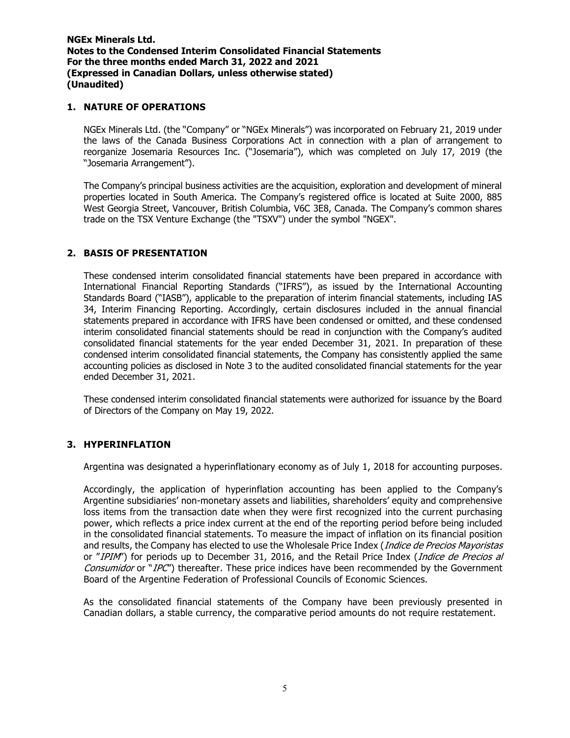## 1. NATURE OF OPERATIONS

NGEx Minerals Ltd. (the "Company" or "NGEx Minerals") was incorporated on February 21, 2019 under the laws of the Canada Business Corporations Act in connection with a plan of arrangement to reorganize Josemaria Resources Inc. ("Josemaria"), which was completed on July 17, 2019 (the "Josemaria Arrangement").

The Company's principal business activities are the acquisition, exploration and development of mineral properties located in South America. The Company's registered office is located at Suite 2000, 885 West Georgia Street, Vancouver, British Columbia, V6C 3E8, Canada. The Company's common shares trade on the TSX Venture Exchange (the "TSXV") under the symbol "NGEX".

## 2. BASIS OF PRESENTATION

These condensed interim consolidated financial statements have been prepared in accordance with International Financial Reporting Standards ("IFRS"), as issued by the International Accounting Standards Board ("IASB"), applicable to the preparation of interim financial statements, including IAS 34, Interim Financing Reporting. Accordingly, certain disclosures included in the annual financial statements prepared in accordance with IFRS have been condensed or omitted, and these condensed interim consolidated financial statements should be read in conjunction with the Company's audited consolidated financial statements for the year ended December 31, 2021. In preparation of these condensed interim consolidated financial statements, the Company has consistently applied the same accounting policies as disclosed in Note 3 to the audited consolidated financial statements for the year ended December 31, 2021.

These condensed interim consolidated financial statements were authorized for issuance by the Board of Directors of the Company on May 19, 2022.

## 3. HYPERINFLATION

Argentina was designated a hyperinflationary economy as of July 1, 2018 for accounting purposes.

Accordingly, the application of hyperinflation accounting has been applied to the Company's Argentine subsidiaries' non-monetary assets and liabilities, shareholders' equity and comprehensive loss items from the transaction date when they were first recognized into the current purchasing power, which reflects a price index current at the end of the reporting period before being included in the consolidated financial statements. To measure the impact of inflation on its financial position and results, the Company has elected to use the Wholesale Price Index (*Indice de Precios Mayoristas* or "*IPIM*") for periods up to December 31, 2016, and the Retail Price Index (*Indice de Precios al Consumidor* or "*IPC*") thereafter. These price indices have been recommended by the Government Board of the Argentine Federation of Professional Councils of Economic Sciences.

As the consolidated financial statements of the Company have been previously presented in Canadian dollars, a stable currency, the comparative period amounts do not require restatement.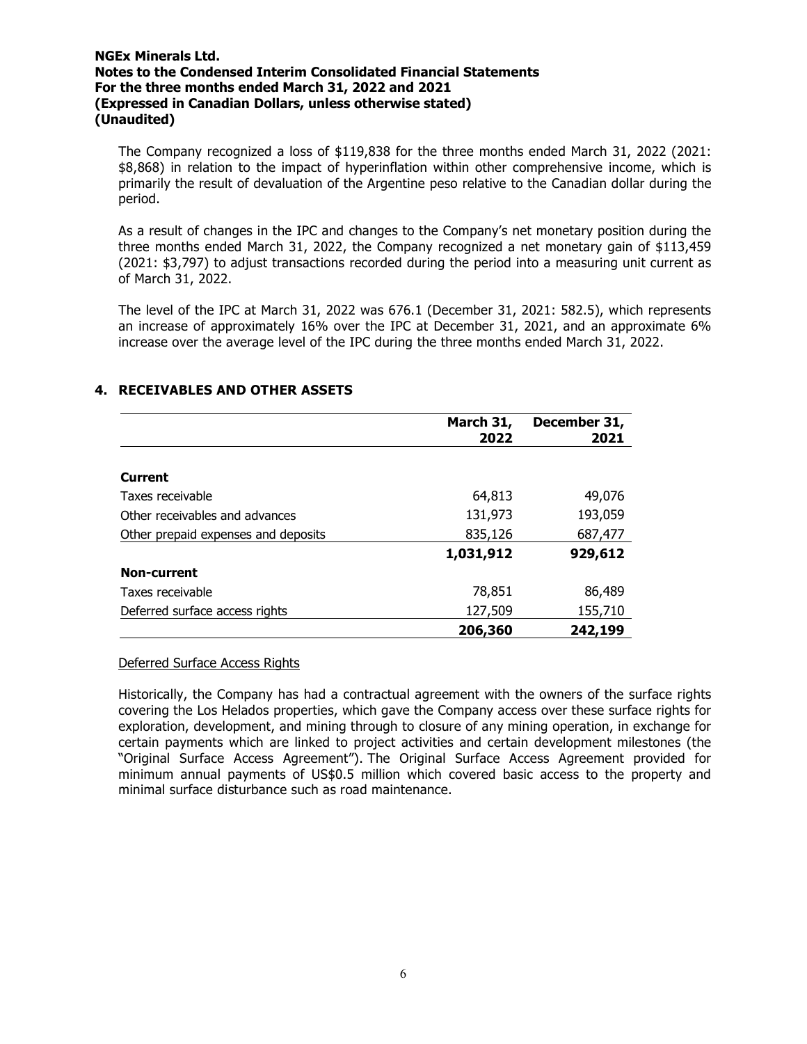The Company recognized a loss of $119,838 for the three months ended March 31, 2022 (2021: $8,868) in relation to the impact of hyperinflation within other comprehensive income, which is primarily the result of devaluation of the Argentine peso relative to the Canadian dollar during the period.

As a result of changes in the IPC and changes to the Company's net monetary position during the three months ended March 31, 2022, the Company recognized a net monetary gain of $113,459 (2021: $3,797) to adjust transactions recorded during the period into a measuring unit current as of March 31, 2022.

The level of the IPC at March 31, 2022 was 676.1 (December 31, 2021: 582.5), which represents an increase of approximately 16% over the IPC at December 31, 2021, and an approximate 6% increase over the average level of the IPC during the three months ended March 31, 2022.

## 4. RECEIVABLES AND OTHER ASSETS

| | March 31, 2022 | December 31, 2021 |
|---|---|---|
| **Current** | | |
| Taxes receivable | 64,813 | 49,076 |
| Other receivables and advances | 131,973 | 193,059 |
| Other prepaid expenses and deposits | 835,126 | 687,477 |
| | **1,031,912** | **929,612** |
| **Non-current** | | |
| Taxes receivable | 78,851 | 86,489 |
| Deferred surface access rights | 127,509 | 155,710 |
| | **206,360** | **242,199** |

Deferred Surface Access Rights

Historically, the Company has had a contractual agreement with the owners of the surface rights covering the Los Helados properties, which gave the Company access over these surface rights for exploration, development, and mining through to closure of any mining operation, in exchange for certain payments which are linked to project activities and certain development milestones (the "Original Surface Access Agreement"). The Original Surface Access Agreement provided for minimum annual payments of US$0.5 million which covered basic access to the property and minimal surface disturbance such as road maintenance.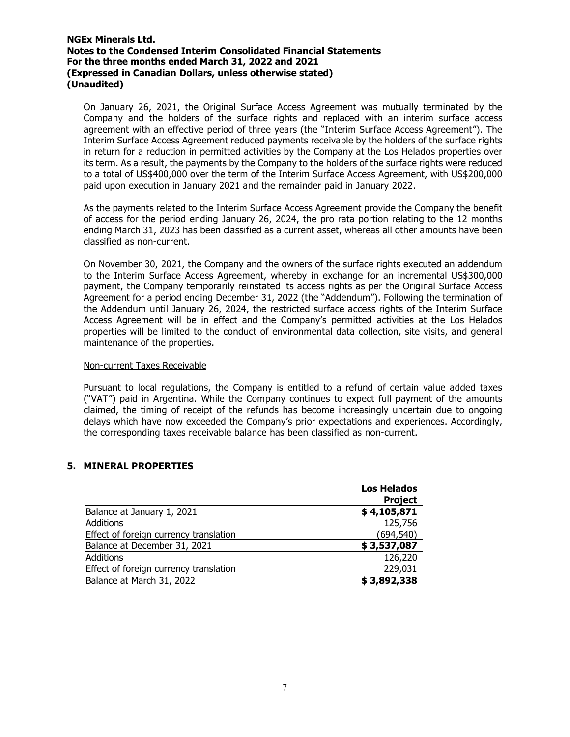On January 26, 2021, the Original Surface Access Agreement was mutually terminated by the Company and the holders of the surface rights and replaced with an interim surface access agreement with an effective period of three years (the "Interim Surface Access Agreement"). The Interim Surface Access Agreement reduced payments receivable by the holders of the surface rights in return for a reduction in permitted activities by the Company at the Los Helados properties over its term. As a result, the payments by the Company to the holders of the surface rights were reduced to a total of US$400,000 over the term of the Interim Surface Access Agreement, with US$200,000 paid upon execution in January 2021 and the remainder paid in January 2022.

As the payments related to the Interim Surface Access Agreement provide the Company the benefit of access for the period ending January 26, 2024, the pro rata portion relating to the 12 months ending March 31, 2023 has been classified as a current asset, whereas all other amounts have been classified as non-current.

On November 30, 2021, the Company and the owners of the surface rights executed an addendum to the Interim Surface Access Agreement, whereby in exchange for an incremental US$300,000 payment, the Company temporarily reinstated its access rights as per the Original Surface Access Agreement for a period ending December 31, 2022 (the "Addendum"). Following the termination of the Addendum until January 26, 2024, the restricted surface access rights of the Interim Surface Access Agreement will be in effect and the Company's permitted activities at the Los Helados properties will be limited to the conduct of environmental data collection, site visits, and general maintenance of the properties.

Non-current Taxes Receivable

Pursuant to local regulations, the Company is entitled to a refund of certain value added taxes ("VAT") paid in Argentina. While the Company continues to expect full payment of the amounts claimed, the timing of receipt of the refunds has become increasingly uncertain due to ongoing delays which have now exceeded the Company's prior expectations and experiences. Accordingly, the corresponding taxes receivable balance has been classified as non-current.

## 5. MINERAL PROPERTIES

| | **Los Helados Project** |
|---|---:|
| Balance at January 1, 2021 | **$ 4,105,871** |
| Additions | 125,756 |
| Effect of foreign currency translation | (694,540) |
| Balance at December 31, 2021 | **$ 3,537,087** |
| Additions | 126,220 |
| Effect of foreign currency translation | 229,031 |
| Balance at March 31, 2022 | **$ 3,892,338** |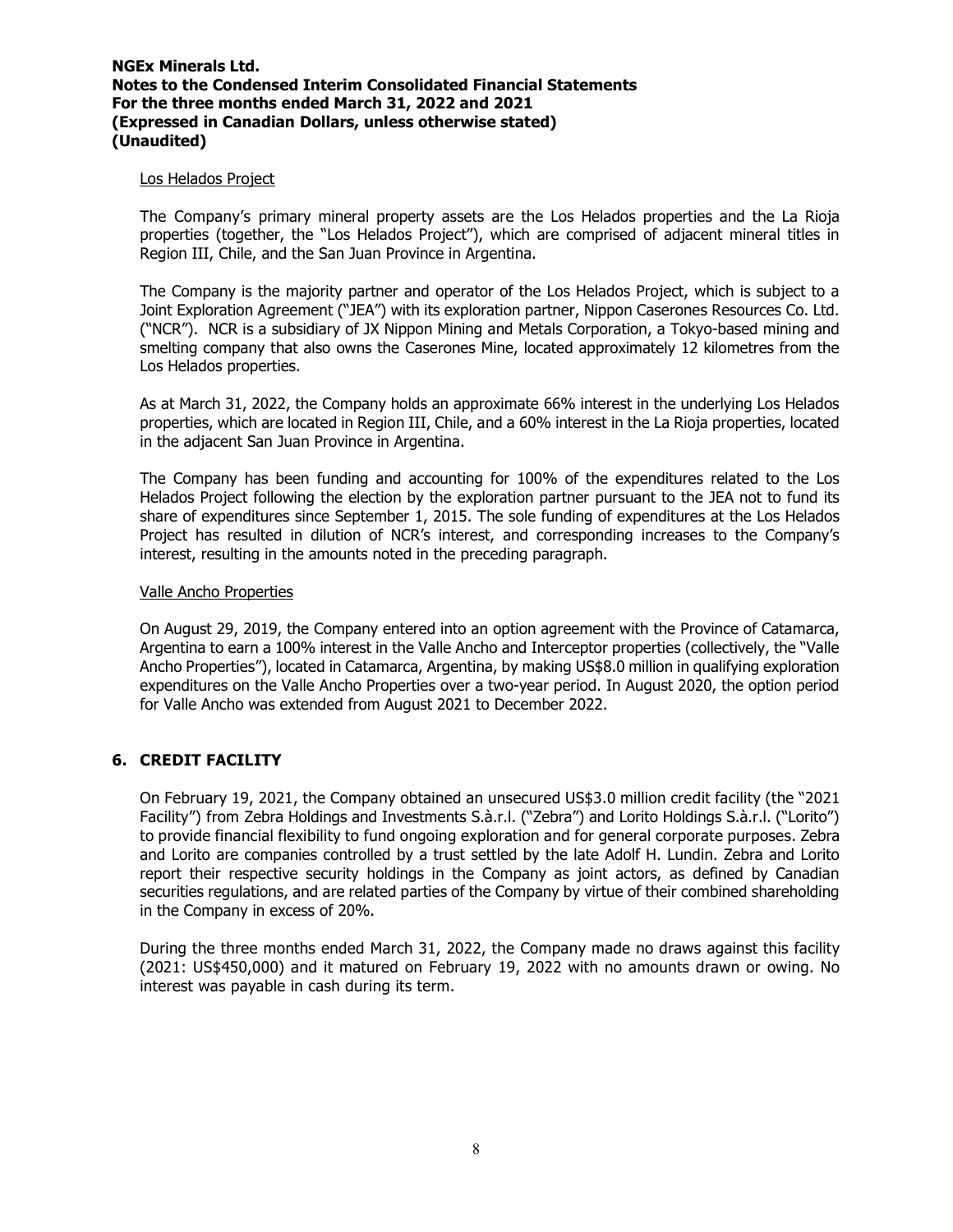Los Helados Project

The Company's primary mineral property assets are the Los Helados properties and the La Rioja properties (together, the "Los Helados Project"), which are comprised of adjacent mineral titles in Region III, Chile, and the San Juan Province in Argentina.

The Company is the majority partner and operator of the Los Helados Project, which is subject to a Joint Exploration Agreement ("JEA") with its exploration partner, Nippon Caserones Resources Co. Ltd. ("NCR"). NCR is a subsidiary of JX Nippon Mining and Metals Corporation, a Tokyo-based mining and smelting company that also owns the Caserones Mine, located approximately 12 kilometres from the Los Helados properties.

As at March 31, 2022, the Company holds an approximate 66% interest in the underlying Los Helados properties, which are located in Region III, Chile, and a 60% interest in the La Rioja properties, located in the adjacent San Juan Province in Argentina.

The Company has been funding and accounting for 100% of the expenditures related to the Los Helados Project following the election by the exploration partner pursuant to the JEA not to fund its share of expenditures since September 1, 2015. The sole funding of expenditures at the Los Helados Project has resulted in dilution of NCR's interest, and corresponding increases to the Company's interest, resulting in the amounts noted in the preceding paragraph.

Valle Ancho Properties

On August 29, 2019, the Company entered into an option agreement with the Province of Catamarca, Argentina to earn a 100% interest in the Valle Ancho and Interceptor properties (collectively, the "Valle Ancho Properties"), located in Catamarca, Argentina, by making US$8.0 million in qualifying exploration expenditures on the Valle Ancho Properties over a two-year period. In August 2020, the option period for Valle Ancho was extended from August 2021 to December 2022.

## 6. CREDIT FACILITY

On February 19, 2021, the Company obtained an unsecured US$3.0 million credit facility (the "2021 Facility") from Zebra Holdings and Investments S.à.r.l. ("Zebra") and Lorito Holdings S.à.r.l. ("Lorito") to provide financial flexibility to fund ongoing exploration and for general corporate purposes. Zebra and Lorito are companies controlled by a trust settled by the late Adolf H. Lundin. Zebra and Lorito report their respective security holdings in the Company as joint actors, as defined by Canadian securities regulations, and are related parties of the Company by virtue of their combined shareholding in the Company in excess of 20%.

During the three months ended March 31, 2022, the Company made no draws against this facility (2021: US$450,000) and it matured on February 19, 2022 with no amounts drawn or owing. No interest was payable in cash during its term.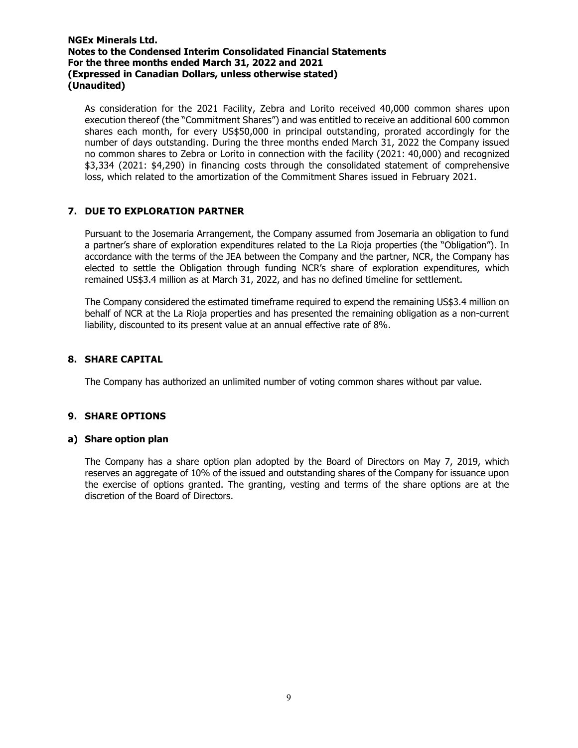As consideration for the 2021 Facility, Zebra and Lorito received 40,000 common shares upon execution thereof (the "Commitment Shares") and was entitled to receive an additional 600 common shares each month, for every US$50,000 in principal outstanding, prorated accordingly for the number of days outstanding. During the three months ended March 31, 2022 the Company issued no common shares to Zebra or Lorito in connection with the facility (2021: 40,000) and recognized $3,334 (2021: $4,290) in financing costs through the consolidated statement of comprehensive loss, which related to the amortization of the Commitment Shares issued in February 2021.

## 7. DUE TO EXPLORATION PARTNER

Pursuant to the Josemaria Arrangement, the Company assumed from Josemaria an obligation to fund a partner's share of exploration expenditures related to the La Rioja properties (the "Obligation"). In accordance with the terms of the JEA between the Company and the partner, NCR, the Company has elected to settle the Obligation through funding NCR's share of exploration expenditures, which remained US$3.4 million as at March 31, 2022, and has no defined timeline for settlement.

The Company considered the estimated timeframe required to expend the remaining US$3.4 million on behalf of NCR at the La Rioja properties and has presented the remaining obligation as a non-current liability, discounted to its present value at an annual effective rate of 8%.

## 8. SHARE CAPITAL

The Company has authorized an unlimited number of voting common shares without par value.

## 9. SHARE OPTIONS

### a) Share option plan

The Company has a share option plan adopted by the Board of Directors on May 7, 2019, which reserves an aggregate of 10% of the issued and outstanding shares of the Company for issuance upon the exercise of options granted. The granting, vesting and terms of the share options are at the discretion of the Board of Directors.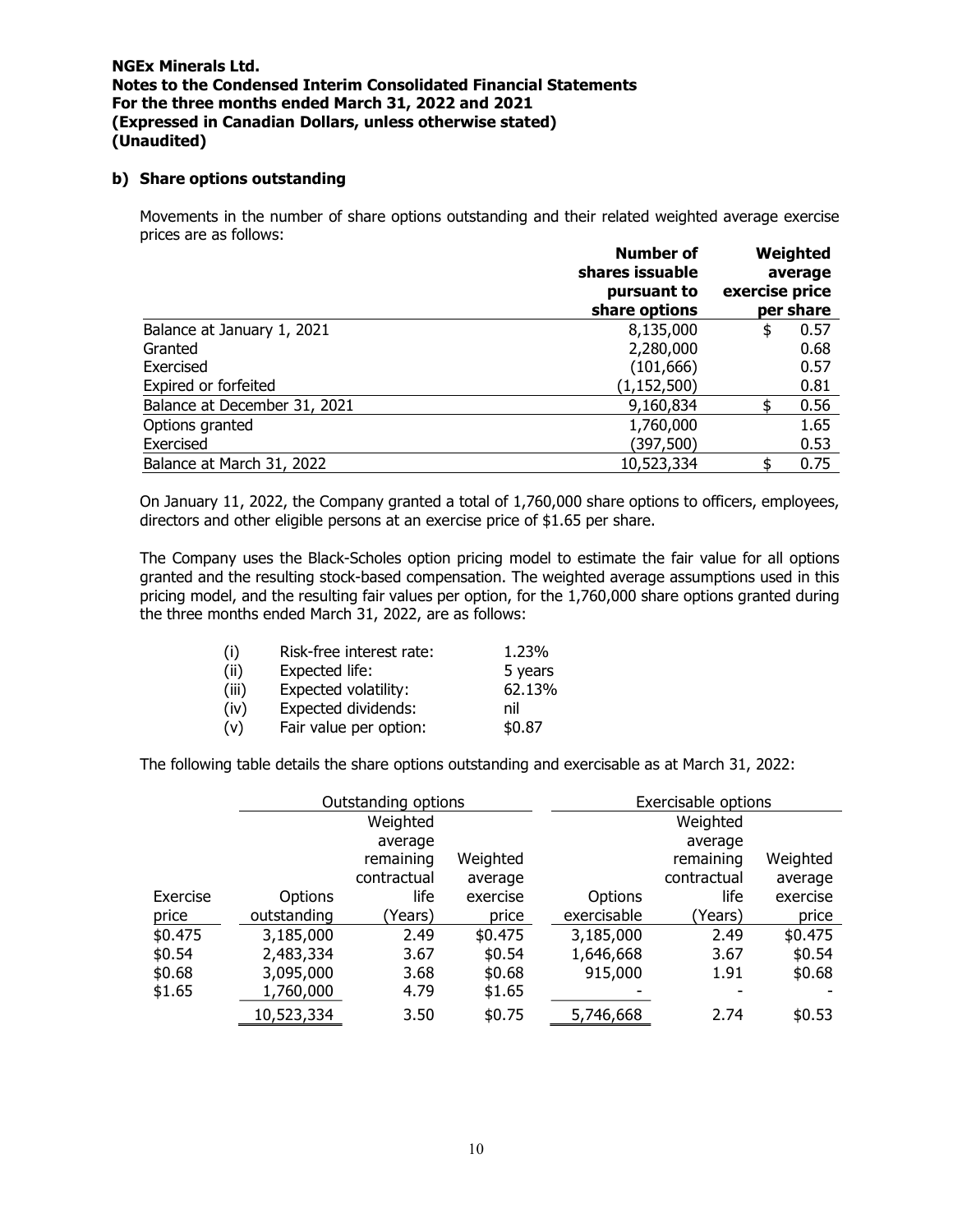### b) Share options outstanding

Movements in the number of share options outstanding and their related weighted average exercise prices are as follows:

| | Number of shares issuable pursuant to share options | Weighted average exercise price per share |
|---|---|---|
| Balance at January 1, 2021 | 8,135,000 | $ 0.57 |
| Granted | 2,280,000 | 0.68 |
| Exercised | (101,666) | 0.57 |
| Expired or forfeited | (1,152,500) | 0.81 |
| Balance at December 31, 2021 | 9,160,834 | $ 0.56 |
| Options granted | 1,760,000 | 1.65 |
| Exercised | (397,500) | 0.53 |
| Balance at March 31, 2022 | 10,523,334 | $ 0.75 |

On January 11, 2022, the Company granted a total of 1,760,000 share options to officers, employees, directors and other eligible persons at an exercise price of $1.65 per share.

The Company uses the Black-Scholes option pricing model to estimate the fair value for all options granted and the resulting stock-based compensation. The weighted average assumptions used in this pricing model, and the resulting fair values per option, for the 1,760,000 share options granted during the three months ended March 31, 2022, are as follows:

| | | |
|---|---|---|
| (i) | Risk-free interest rate: | 1.23% |
| (ii) | Expected life: | 5 years |
| (iii) | Expected volatility: | 62.13% |
| (iv) | Expected dividends: | nil |
| (v) | Fair value per option: | $0.87 |

The following table details the share options outstanding and exercisable as at March 31, 2022:

| | Outstanding options | | | Exercisable options | | |
|---|---|---|---|---|---|---|
| Exercise price | Options outstanding | Weighted average remaining contractual life (Years) | Weighted average exercise price | Options exercisable | Weighted average remaining contractual life (Years) | Weighted average exercise price |
| $0.475 | 3,185,000 | 2.49 | $0.475 | 3,185,000 | 2.49 | $0.475 |
| $0.54 | 2,483,334 | 3.67 | $0.54 | 1,646,668 | 3.67 | $0.54 |
| $0.68 | 3,095,000 | 3.68 | $0.68 | 915,000 | 1.91 | $0.68 |
| $1.65 | 1,760,000 | 4.79 | $1.65 | - | - | - |
| | 10,523,334 | 3.50 | $0.75 | 5,746,668 | 2.74 | $0.53 |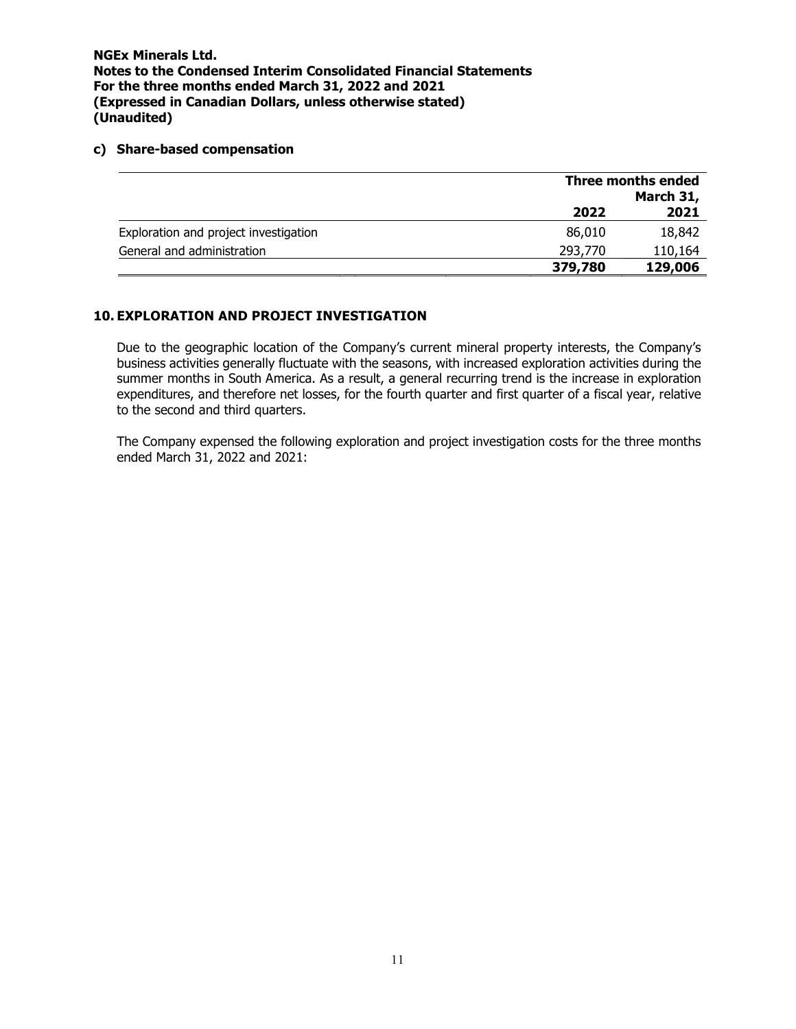### c) Share-based compensation

| | Three months ended March 31, | |
|---|---|---|
| | **2022** | **2021** |
| Exploration and project investigation | 86,010 | 18,842 |
| General and administration | 293,770 | 110,164 |
| | **379,780** | **129,006** |

## 10. EXPLORATION AND PROJECT INVESTIGATION

Due to the geographic location of the Company's current mineral property interests, the Company's business activities generally fluctuate with the seasons, with increased exploration activities during the summer months in South America. As a result, a general recurring trend is the increase in exploration expenditures, and therefore net losses, for the fourth quarter and first quarter of a fiscal year, relative to the second and third quarters.

The Company expensed the following exploration and project investigation costs for the three months ended March 31, 2022 and 2021: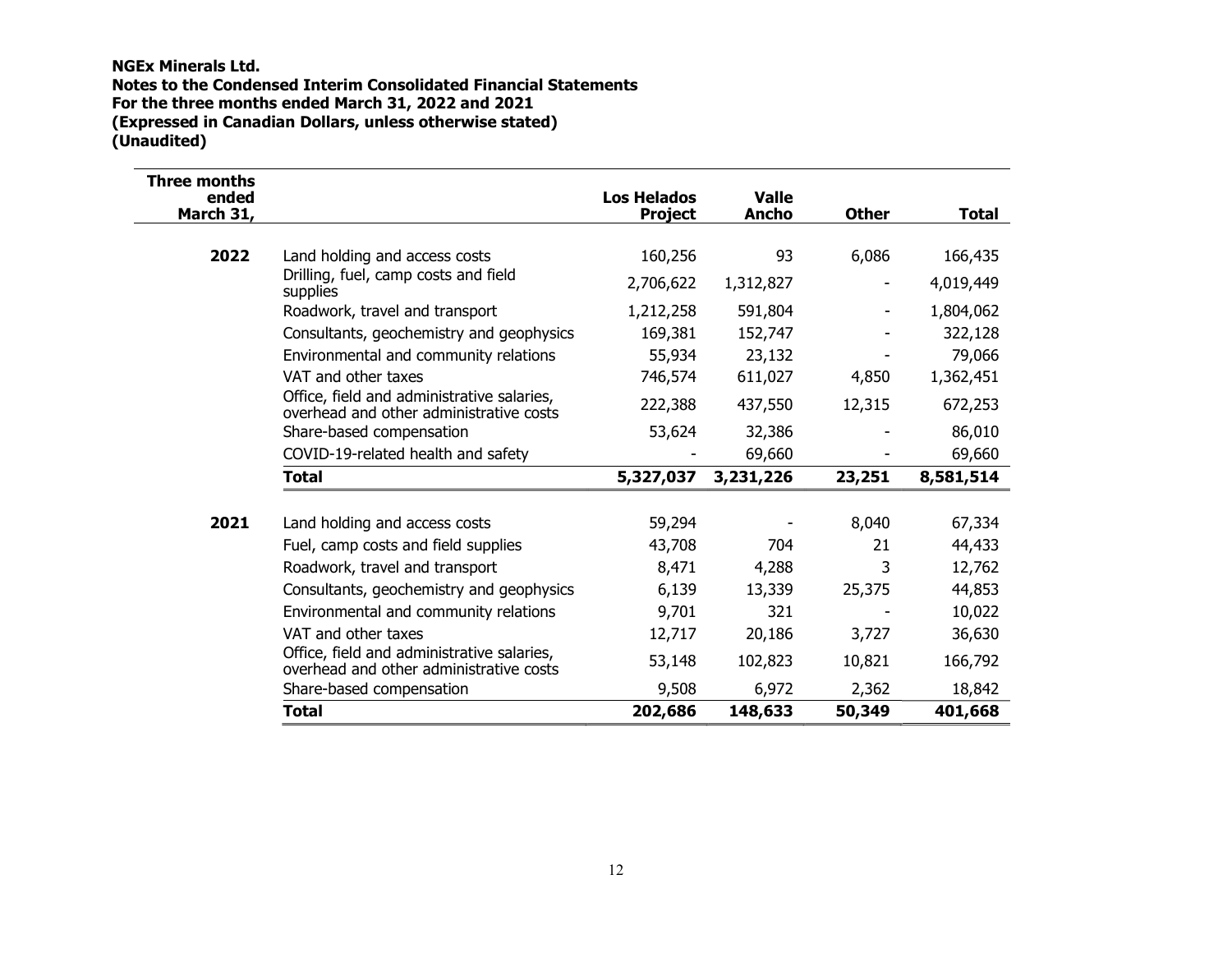**NGEx Minerals Ltd.**
**Notes to the Condensed Interim Consolidated Financial Statements**
**For the three months ended March 31, 2022 and 2021**
**(Expressed in Canadian Dollars, unless otherwise stated)**
**(Unaudited)**

| Three months ended March 31, | | Los Helados Project | Valle Ancho | Other | Total |
|---|---|---|---|---|---|
| **2022** | Land holding and access costs | 160,256 | 93 | 6,086 | 166,435 |
| | Drilling, fuel, camp costs and field supplies | 2,706,622 | 1,312,827 | - | 4,019,449 |
| | Roadwork, travel and transport | 1,212,258 | 591,804 | - | 1,804,062 |
| | Consultants, geochemistry and geophysics | 169,381 | 152,747 | - | 322,128 |
| | Environmental and community relations | 55,934 | 23,132 | - | 79,066 |
| | VAT and other taxes | 746,574 | 611,027 | 4,850 | 1,362,451 |
| | Office, field and administrative salaries, overhead and other administrative costs | 222,388 | 437,550 | 12,315 | 672,253 |
| | Share-based compensation | 53,624 | 32,386 | - | 86,010 |
| | COVID-19-related health and safety | - | 69,660 | - | 69,660 |
| | **Total** | **5,327,037** | **3,231,226** | **23,251** | **8,581,514** |
| **2021** | Land holding and access costs | 59,294 | - | 8,040 | 67,334 |
| | Fuel, camp costs and field supplies | 43,708 | 704 | 21 | 44,433 |
| | Roadwork, travel and transport | 8,471 | 4,288 | 3 | 12,762 |
| | Consultants, geochemistry and geophysics | 6,139 | 13,339 | 25,375 | 44,853 |
| | Environmental and community relations | 9,701 | 321 | - | 10,022 |
| | VAT and other taxes | 12,717 | 20,186 | 3,727 | 36,630 |
| | Office, field and administrative salaries, overhead and other administrative costs | 53,148 | 102,823 | 10,821 | 166,792 |
| | Share-based compensation | 9,508 | 6,972 | 2,362 | 18,842 |
| | **Total** | **202,686** | **148,633** | **50,349** | **401,668** |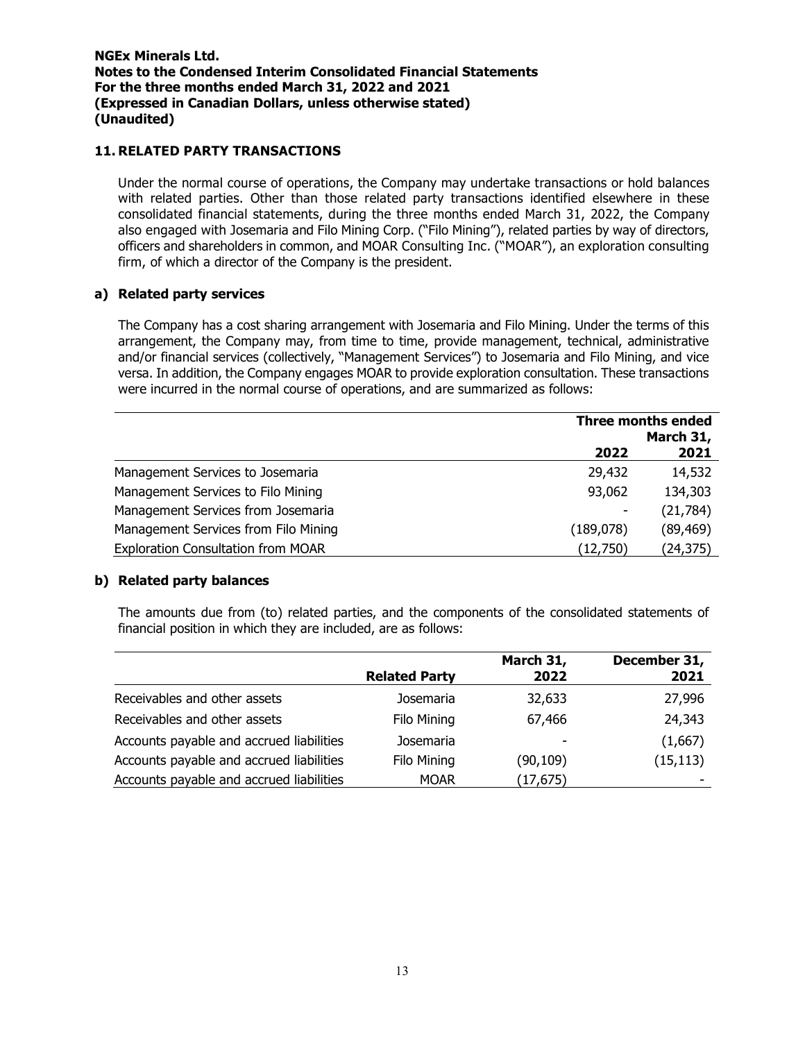## 11. RELATED PARTY TRANSACTIONS

Under the normal course of operations, the Company may undertake transactions or hold balances with related parties. Other than those related party transactions identified elsewhere in these consolidated financial statements, during the three months ended March 31, 2022, the Company also engaged with Josemaria and Filo Mining Corp. ("Filo Mining"), related parties by way of directors, officers and shareholders in common, and MOAR Consulting Inc. ("MOAR"), an exploration consulting firm, of which a director of the Company is the president.

### a) Related party services

The Company has a cost sharing arrangement with Josemaria and Filo Mining. Under the terms of this arrangement, the Company may, from time to time, provide management, technical, administrative and/or financial services (collectively, "Management Services") to Josemaria and Filo Mining, and vice versa. In addition, the Company engages MOAR to provide exploration consultation. These transactions were incurred in the normal course of operations, and are summarized as follows:

| | **Three months ended March 31,** | |
|---|---|---|
| | **2022** | **2021** |
| Management Services to Josemaria | 29,432 | 14,532 |
| Management Services to Filo Mining | 93,062 | 134,303 |
| Management Services from Josemaria | - | (21,784) |
| Management Services from Filo Mining | (189,078) | (89,469) |
| Exploration Consultation from MOAR | (12,750) | (24,375) |

### b) Related party balances

The amounts due from (to) related parties, and the components of the consolidated statements of financial position in which they are included, are as follows:

| | **Related Party** | **March 31, 2022** | **December 31, 2021** |
|---|---|---|---|
| Receivables and other assets | Josemaria | 32,633 | 27,996 |
| Receivables and other assets | Filo Mining | 67,466 | 24,343 |
| Accounts payable and accrued liabilities | Josemaria | - | (1,667) |
| Accounts payable and accrued liabilities | Filo Mining | (90,109) | (15,113) |
| Accounts payable and accrued liabilities | MOAR | (17,675) | - |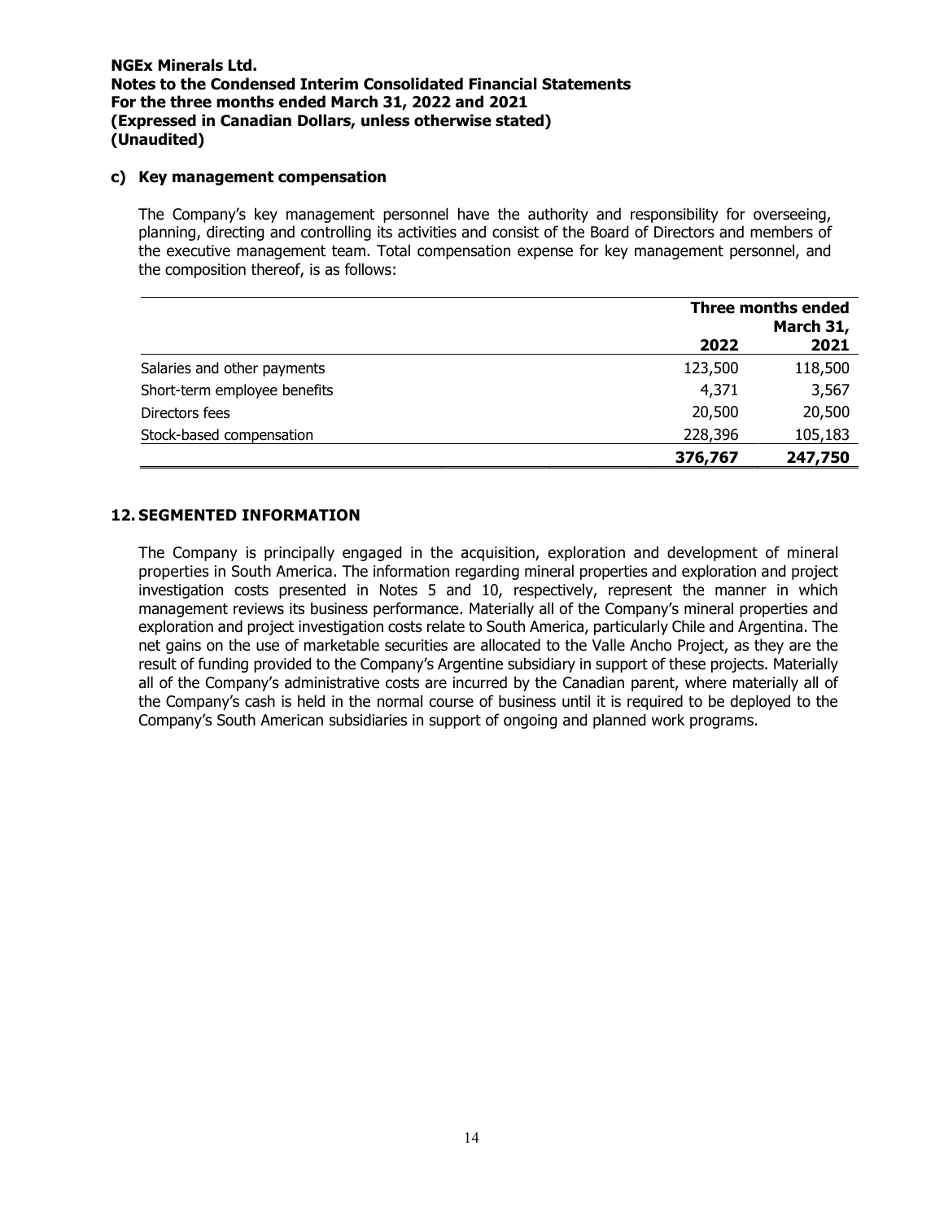#### c) Key management compensation

The Company's key management personnel have the authority and responsibility for overseeing, planning, directing and controlling its activities and consist of the Board of Directors and members of the executive management team. Total compensation expense for key management personnel, and the composition thereof, is as follows:

| | Three months ended March 31, | |
|---|---|---|
| | **2022** | **2021** |
| Salaries and other payments | 123,500 | 118,500 |
| Short-term employee benefits | 4,371 | 3,567 |
| Directors fees | 20,500 | 20,500 |
| Stock-based compensation | 228,396 | 105,183 |
| | **376,767** | **247,750** |

## 12. SEGMENTED INFORMATION

The Company is principally engaged in the acquisition, exploration and development of mineral properties in South America. The information regarding mineral properties and exploration and project investigation costs presented in Notes 5 and 10, respectively, represent the manner in which management reviews its business performance. Materially all of the Company's mineral properties and exploration and project investigation costs relate to South America, particularly Chile and Argentina. The net gains on the use of marketable securities are allocated to the Valle Ancho Project, as they are the result of funding provided to the Company's Argentine subsidiary in support of these projects. Materially all of the Company's administrative costs are incurred by the Canadian parent, where materially all of the Company's cash is held in the normal course of business until it is required to be deployed to the Company's South American subsidiaries in support of ongoing and planned work programs.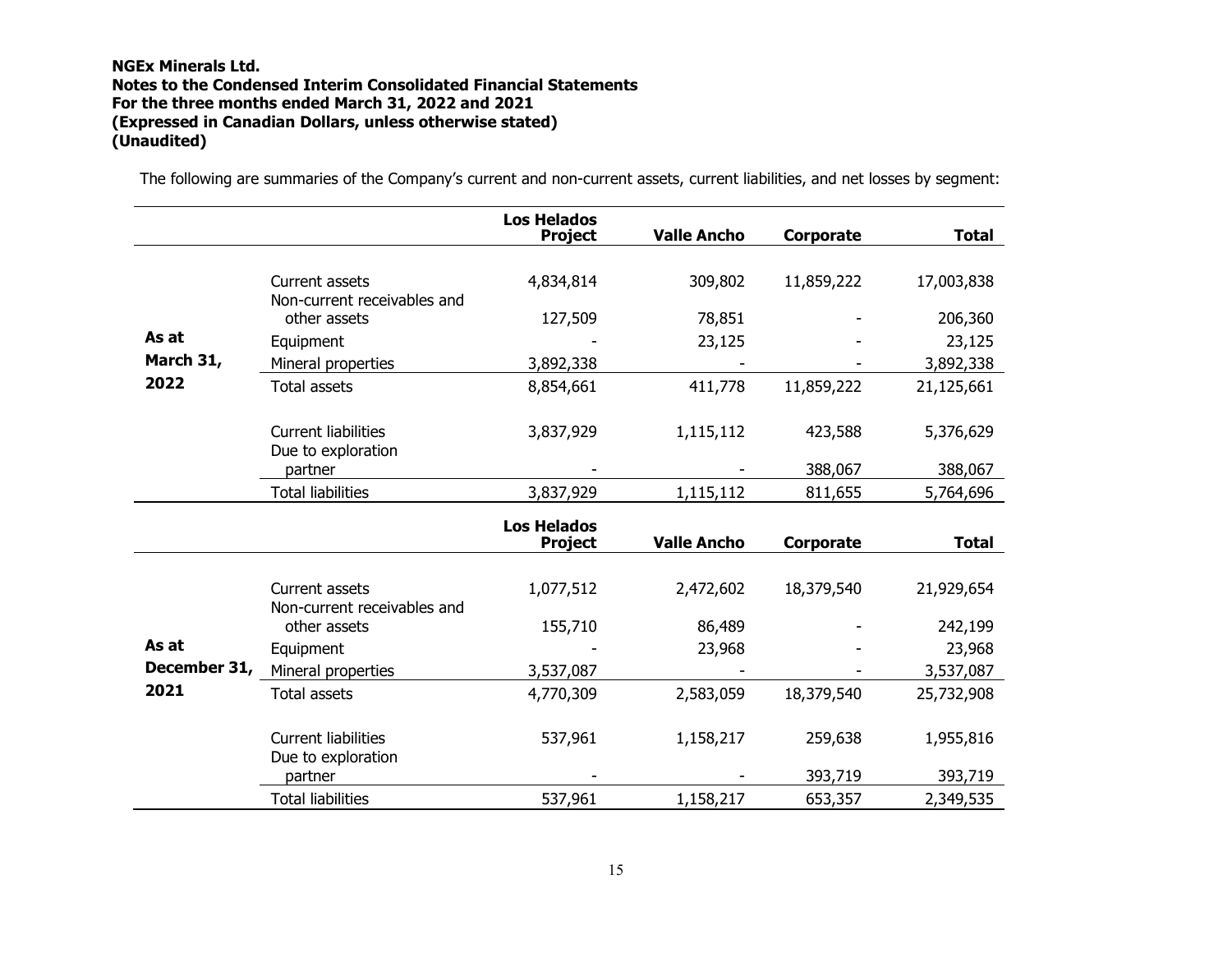**NGEx Minerals Ltd.**
**Notes to the Condensed Interim Consolidated Financial Statements**
**For the three months ended March 31, 2022 and 2021**
**(Expressed in Canadian Dollars, unless otherwise stated)**
**(Unaudited)**

The following are summaries of the Company's current and non-current assets, current liabilities, and net losses by segment:

| | | **Los Helados Project** | **Valle Ancho** | **Corporate** | **Total** |
|---|---|---|---|---|---|
| **As at March 31, 2022** | Current assets | 4,834,814 | 309,802 | 11,859,222 | 17,003,838 |
| | Non-current receivables and other assets | 127,509 | 78,851 | - | 206,360 |
| | Equipment | - | 23,125 | - | 23,125 |
| | Mineral properties | 3,892,338 | - | - | 3,892,338 |
| | Total assets | 8,854,661 | 411,778 | 11,859,222 | 21,125,661 |
| | Current liabilities | 3,837,929 | 1,115,112 | 423,588 | 5,376,629 |
| | Due to exploration partner | - | - | 388,067 | 388,067 |
| | Total liabilities | 3,837,929 | 1,115,112 | 811,655 | 5,764,696 |

| | | **Los Helados Project** | **Valle Ancho** | **Corporate** | **Total** |
|---|---|---|---|---|---|
| **As at December 31, 2021** | Current assets | 1,077,512 | 2,472,602 | 18,379,540 | 21,929,654 |
| | Non-current receivables and other assets | 155,710 | 86,489 | - | 242,199 |
| | Equipment | - | 23,968 | - | 23,968 |
| | Mineral properties | 3,537,087 | - | - | 3,537,087 |
| | Total assets | 4,770,309 | 2,583,059 | 18,379,540 | 25,732,908 |
| | Current liabilities | 537,961 | 1,158,217 | 259,638 | 1,955,816 |
| | Due to exploration partner | - | - | 393,719 | 393,719 |
| | Total liabilities | 537,961 | 1,158,217 | 653,357 | 2,349,535 |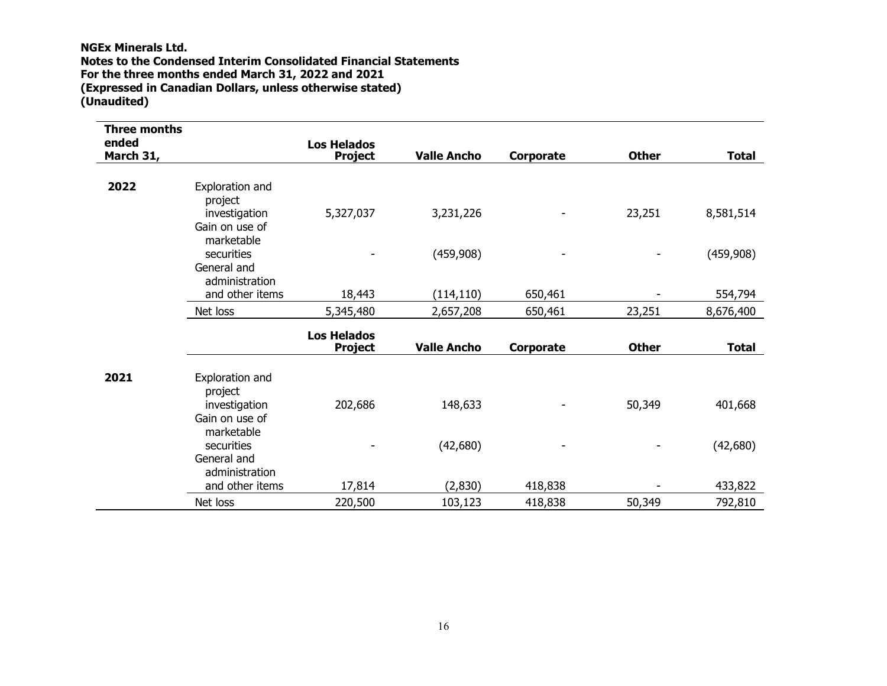| Three months ended March 31, | | Los Helados Project | Valle Ancho | Corporate | Other | Total |
|---|---|---|---|---|---|---|
| 2022 | Exploration and project investigation | 5,327,037 | 3,231,226 | - | 23,251 | 8,581,514 |
| | Gain on use of marketable securities | - | (459,908) | - | - | (459,908) |
| | General and administration and other items | 18,443 | (114,110) | 650,461 | - | 554,794 |
| | Net loss | 5,345,480 | 2,657,208 | 650,461 | 23,251 | 8,676,400 |
| | | **Los Helados Project** | **Valle Ancho** | **Corporate** | **Other** | **Total** |
| 2021 | Exploration and project investigation | 202,686 | 148,633 | - | 50,349 | 401,668 |
| | Gain on use of marketable securities | - | (42,680) | - | - | (42,680) |
| | General and administration and other items | 17,814 | (2,830) | 418,838 | - | 433,822 |
| | Net loss | 220,500 | 103,123 | 418,838 | 50,349 | 792,810 |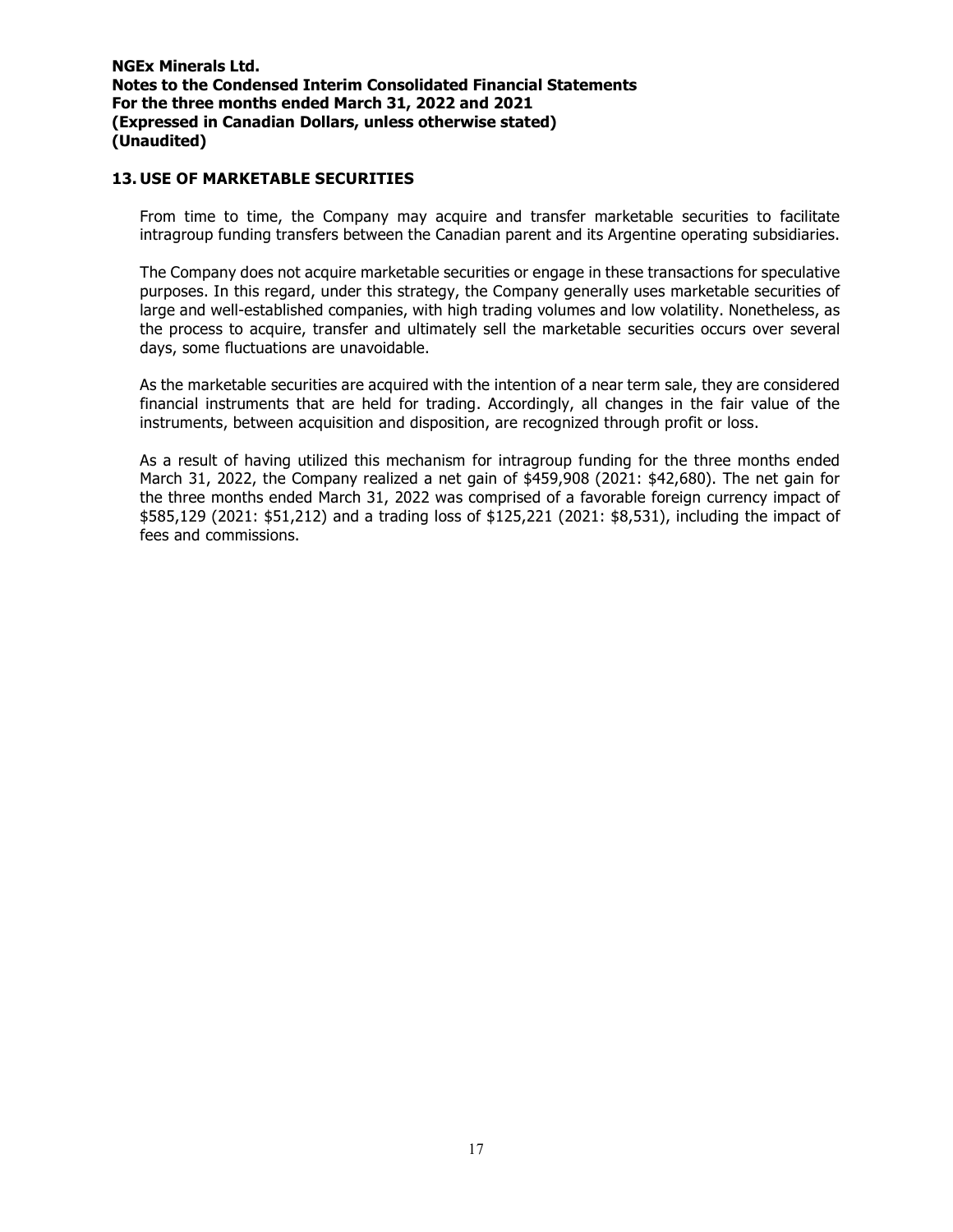## 13. USE OF MARKETABLE SECURITIES

From time to time, the Company may acquire and transfer marketable securities to facilitate intragroup funding transfers between the Canadian parent and its Argentine operating subsidiaries.

The Company does not acquire marketable securities or engage in these transactions for speculative purposes. In this regard, under this strategy, the Company generally uses marketable securities of large and well-established companies, with high trading volumes and low volatility. Nonetheless, as the process to acquire, transfer and ultimately sell the marketable securities occurs over several days, some fluctuations are unavoidable.

As the marketable securities are acquired with the intention of a near term sale, they are considered financial instruments that are held for trading. Accordingly, all changes in the fair value of the instruments, between acquisition and disposition, are recognized through profit or loss.

As a result of having utilized this mechanism for intragroup funding for the three months ended March 31, 2022, the Company realized a net gain of $459,908 (2021: $42,680). The net gain for the three months ended March 31, 2022 was comprised of a favorable foreign currency impact of $585,129 (2021: $51,212) and a trading loss of $125,221 (2021: $8,531), including the impact of fees and commissions.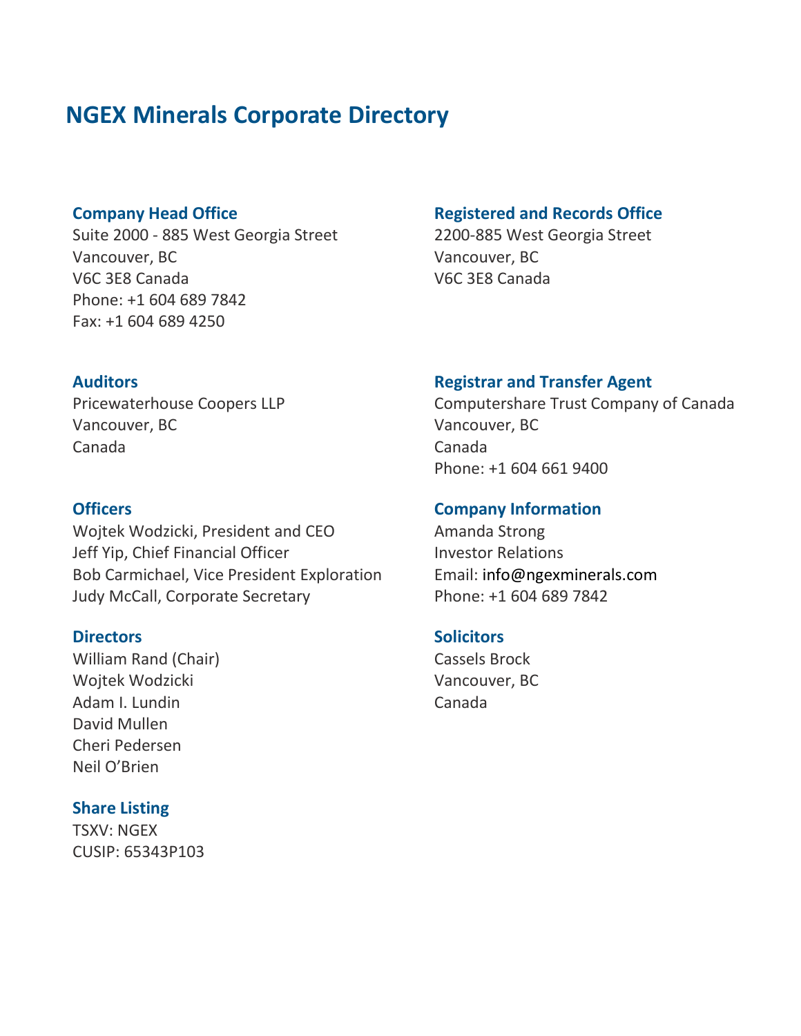# NGEX Minerals Corporate Directory

### Company Head Office
Suite 2000 - 885 West Georgia Street
Vancouver, BC
V6C 3E8 Canada
Phone: +1 604 689 7842
Fax: +1 604 689 4250

### Registered and Records Office
2200-885 West Georgia Street
Vancouver, BC
V6C 3E8 Canada

### Auditors
Pricewaterhouse Coopers LLP
Vancouver, BC
Canada

### Registrar and Transfer Agent
Computershare Trust Company of Canada
Vancouver, BC
Canada
Phone: +1 604 661 9400

### Officers
Wojtek Wodzicki, President and CEO
Jeff Yip, Chief Financial Officer
Bob Carmichael, Vice President Exploration
Judy McCall, Corporate Secretary

### Company Information
Amanda Strong
Investor Relations
Email: info@ngexminerals.com
Phone: +1 604 689 7842

### Directors
William Rand (Chair)
Wojtek Wodzicki
Adam I. Lundin
David Mullen
Cheri Pedersen
Neil O'Brien

### Solicitors
Cassels Brock
Vancouver, BC
Canada

### Share Listing
TSXV: NGEX
CUSIP: 65343P103